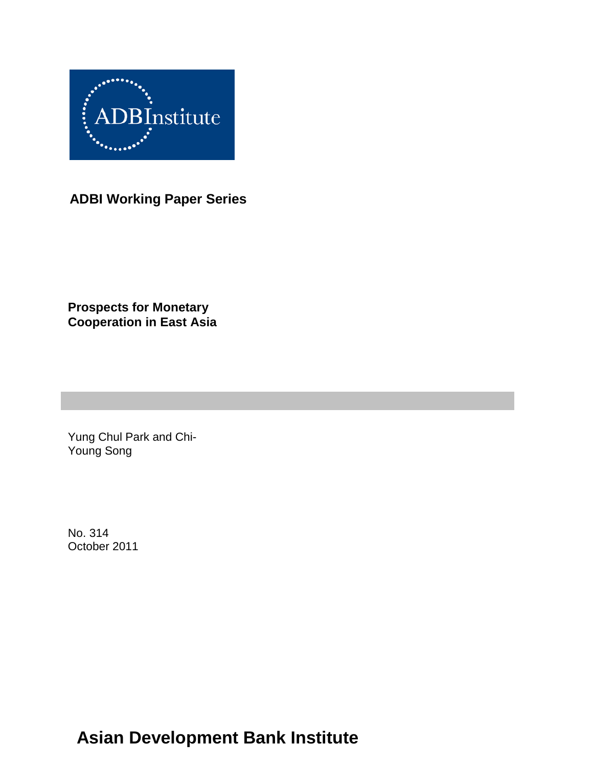ADBInstitute

**ADBI Working Paper Series**

# Prospects for Monetary Cooperation in East Asia

Yung Chul Park and Chi-Young Song

No. 314
October 2011

**Asian Development Bank Institute**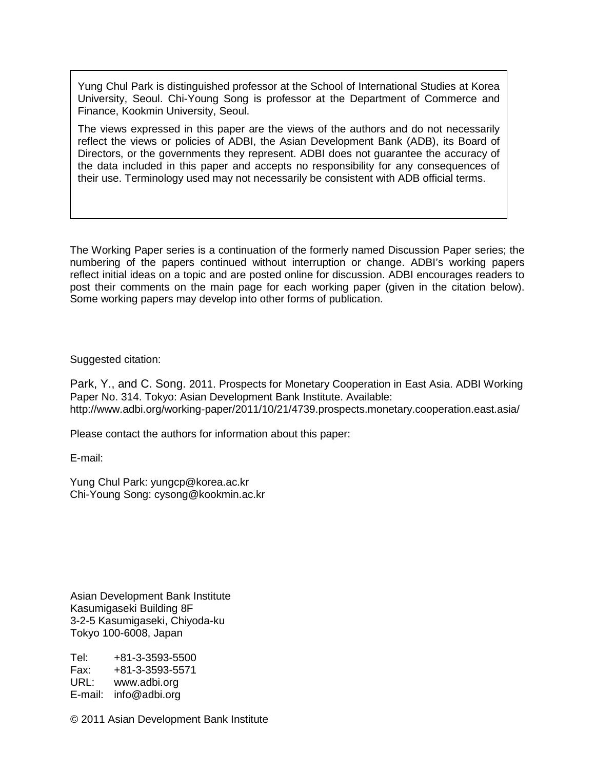Yung Chul Park is distinguished professor at the School of International Studies at Korea University, Seoul. Chi-Young Song is professor at the Department of Commerce and Finance, Kookmin University, Seoul.

The views expressed in this paper are the views of the authors and do not necessarily reflect the views or policies of ADBI, the Asian Development Bank (ADB), its Board of Directors, or the governments they represent. ADBI does not guarantee the accuracy of the data included in this paper and accepts no responsibility for any consequences of their use. Terminology used may not necessarily be consistent with ADB official terms.

The Working Paper series is a continuation of the formerly named Discussion Paper series; the numbering of the papers continued without interruption or change. ADBI's working papers reflect initial ideas on a topic and are posted online for discussion. ADBI encourages readers to post their comments on the main page for each working paper (given in the citation below). Some working papers may develop into other forms of publication.

Suggested citation:

Park, Y., and C. Song. 2011. Prospects for Monetary Cooperation in East Asia. ADBI Working Paper No. 314. Tokyo: Asian Development Bank Institute. Available: http://www.adbi.org/working-paper/2011/10/21/4739.prospects.monetary.cooperation.east.asia/

Please contact the authors for information about this paper:

E-mail:

Yung Chul Park: yungcp@korea.ac.kr
Chi-Young Song: cysong@kookmin.ac.kr

Asian Development Bank Institute
Kasumigaseki Building 8F
3-2-5 Kasumigaseki, Chiyoda-ku
Tokyo 100-6008, Japan

Tel: +81-3-3593-5500
Fax: +81-3-3593-5571
URL: www.adbi.org
E-mail: info@adbi.org

© 2011 Asian Development Bank Institute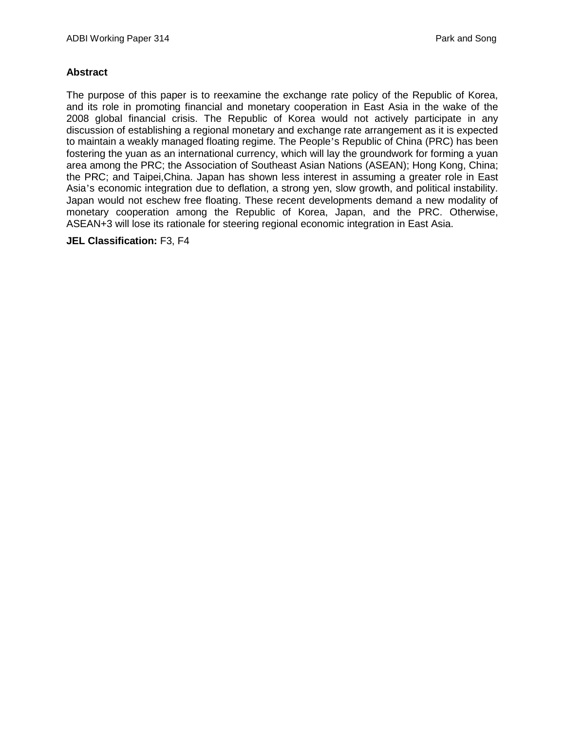## Abstract

The purpose of this paper is to reexamine the exchange rate policy of the Republic of Korea, and its role in promoting financial and monetary cooperation in East Asia in the wake of the 2008 global financial crisis. The Republic of Korea would not actively participate in any discussion of establishing a regional monetary and exchange rate arrangement as it is expected to maintain a weakly managed floating regime. The People's Republic of China (PRC) has been fostering the yuan as an international currency, which will lay the groundwork for forming a yuan area among the PRC; the Association of Southeast Asian Nations (ASEAN); Hong Kong, China; the PRC; and Taipei,China. Japan has shown less interest in assuming a greater role in East Asia's economic integration due to deflation, a strong yen, slow growth, and political instability. Japan would not eschew free floating. These recent developments demand a new modality of monetary cooperation among the Republic of Korea, Japan, and the PRC. Otherwise, ASEAN+3 will lose its rationale for steering regional economic integration in East Asia.

**JEL Classification:** F3, F4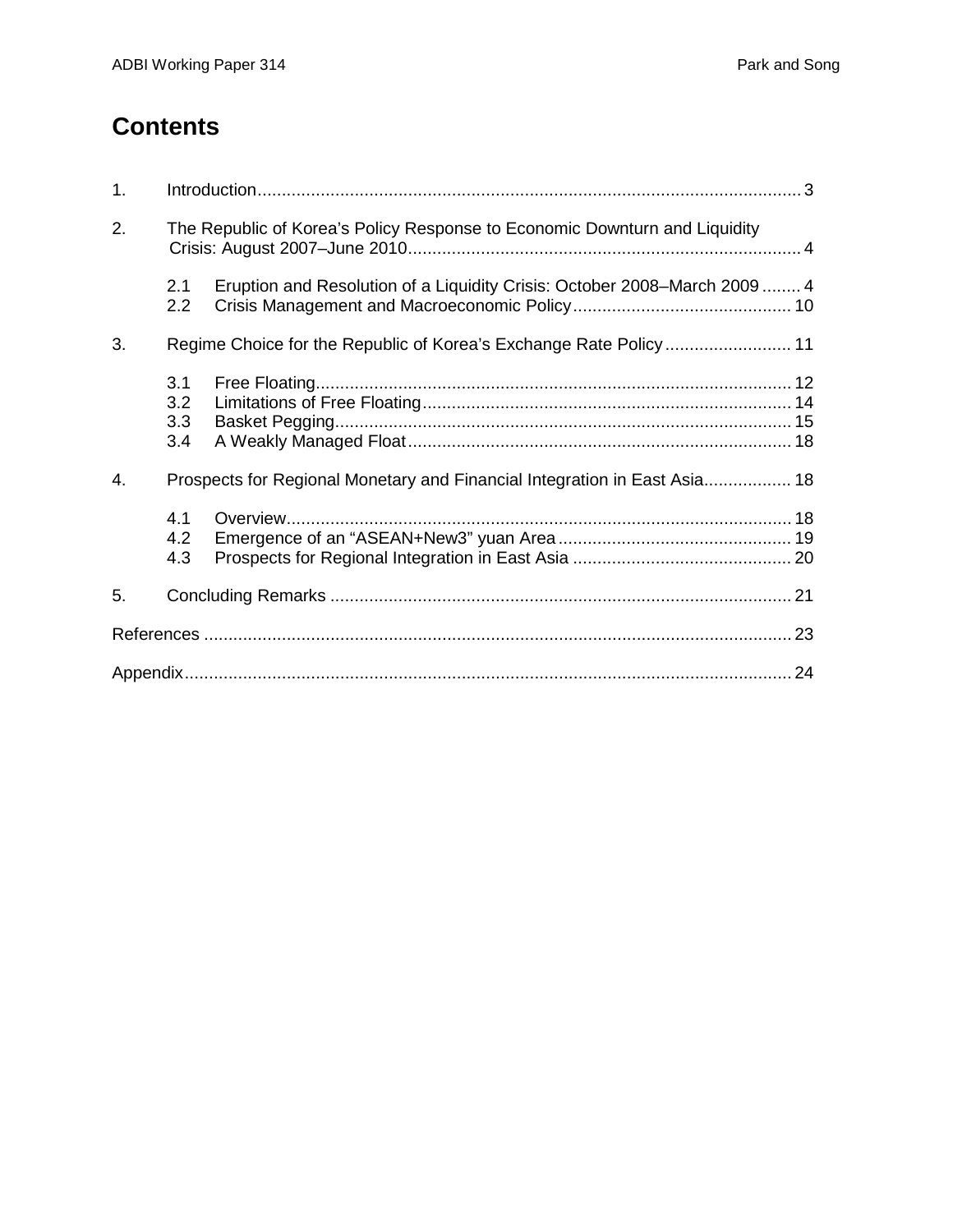## Contents

1. Introduction ..... 3

2. The Republic of Korea's Policy Response to Economic Downturn and Liquidity Crisis: August 2007–June 2010 ..... 4

   2.1 Eruption and Resolution of a Liquidity Crisis: October 2008–March 2009 ..... 4
   2.2 Crisis Management and Macroeconomic Policy ..... 10

3. Regime Choice for the Republic of Korea's Exchange Rate Policy ..... 11

   3.1 Free Floating ..... 12
   3.2 Limitations of Free Floating ..... 14
   3.3 Basket Pegging ..... 15
   3.4 A Weakly Managed Float ..... 18

4. Prospects for Regional Monetary and Financial Integration in East Asia ..... 18

   4.1 Overview ..... 18
   4.2 Emergence of an "ASEAN+New3" yuan Area ..... 19
   4.3 Prospects for Regional Integration in East Asia ..... 20

5. Concluding Remarks ..... 21

References ..... 23

Appendix ..... 24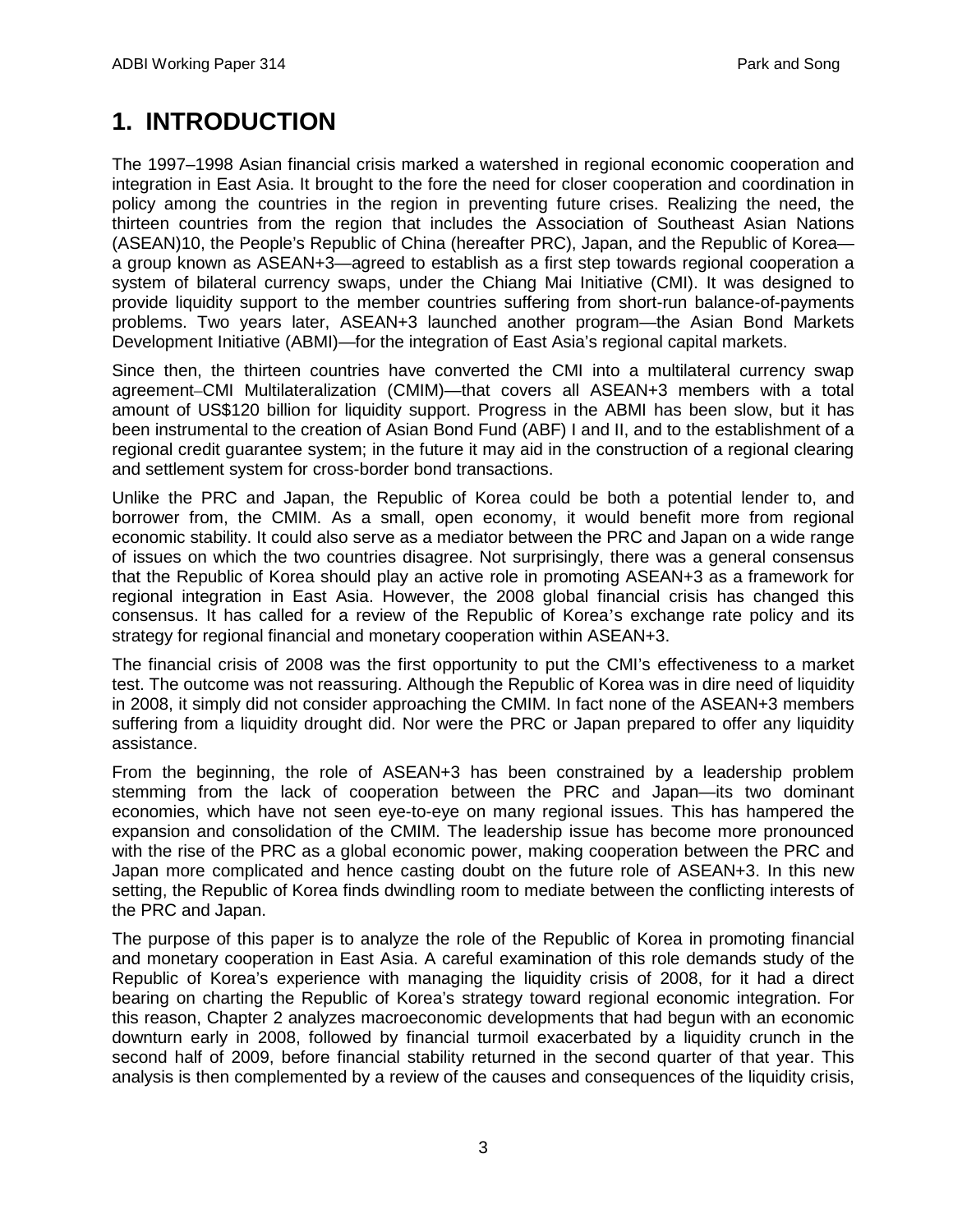／# 1. INTRODUCTION

The 1997–1998 Asian financial crisis marked a watershed in regional economic cooperation and integration in East Asia. It brought to the fore the need for closer cooperation and coordination in policy among the countries in the region in preventing future crises. Realizing the need, the thirteen countries from the region that includes the Association of Southeast Asian Nations (ASEAN)10, the People's Republic of China (hereafter PRC), Japan, and the Republic of Korea—a group known as ASEAN+3—agreed to establish as a first step towards regional cooperation a system of bilateral currency swaps, under the Chiang Mai Initiative (CMI). It was designed to provide liquidity support to the member countries suffering from short-run balance-of-payments problems. Two years later, ASEAN+3 launched another program—the Asian Bond Markets Development Initiative (ABMI)—for the integration of East Asia's regional capital markets.

Since then, the thirteen countries have converted the CMI into a multilateral currency swap agreement–CMI Multilateralization (CMIM)—that covers all ASEAN+3 members with a total amount of US$120 billion for liquidity support. Progress in the ABMI has been slow, but it has been instrumental to the creation of Asian Bond Fund (ABF) I and II, and to the establishment of a regional credit guarantee system; in the future it may aid in the construction of a regional clearing and settlement system for cross-border bond transactions.

Unlike the PRC and Japan, the Republic of Korea could be both a potential lender to, and borrower from, the CMIM. As a small, open economy, it would benefit more from regional economic stability. It could also serve as a mediator between the PRC and Japan on a wide range of issues on which the two countries disagree. Not surprisingly, there was a general consensus that the Republic of Korea should play an active role in promoting ASEAN+3 as a framework for regional integration in East Asia. However, the 2008 global financial crisis has changed this consensus. It has called for a review of the Republic of Korea's exchange rate policy and its strategy for regional financial and monetary cooperation within ASEAN+3.

The financial crisis of 2008 was the first opportunity to put the CMI's effectiveness to a market test. The outcome was not reassuring. Although the Republic of Korea was in dire need of liquidity in 2008, it simply did not consider approaching the CMIM. In fact none of the ASEAN+3 members suffering from a liquidity drought did. Nor were the PRC or Japan prepared to offer any liquidity assistance.

From the beginning, the role of ASEAN+3 has been constrained by a leadership problem stemming from the lack of cooperation between the PRC and Japan—its two dominant economies, which have not seen eye-to-eye on many regional issues. This has hampered the expansion and consolidation of the CMIM. The leadership issue has become more pronounced with the rise of the PRC as a global economic power, making cooperation between the PRC and Japan more complicated and hence casting doubt on the future role of ASEAN+3. In this new setting, the Republic of Korea finds dwindling room to mediate between the conflicting interests of the PRC and Japan.

The purpose of this paper is to analyze the role of the Republic of Korea in promoting financial and monetary cooperation in East Asia. A careful examination of this role demands study of the Republic of Korea's experience with managing the liquidity crisis of 2008, for it had a direct bearing on charting the Republic of Korea's strategy toward regional economic integration. For this reason, Chapter 2 analyzes macroeconomic developments that had begun with an economic downturn early in 2008, followed by financial turmoil exacerbated by a liquidity crunch in the second half of 2009, before financial stability returned in the second quarter of that year. This analysis is then complemented by a review of the causes and consequences of the liquidity crisis,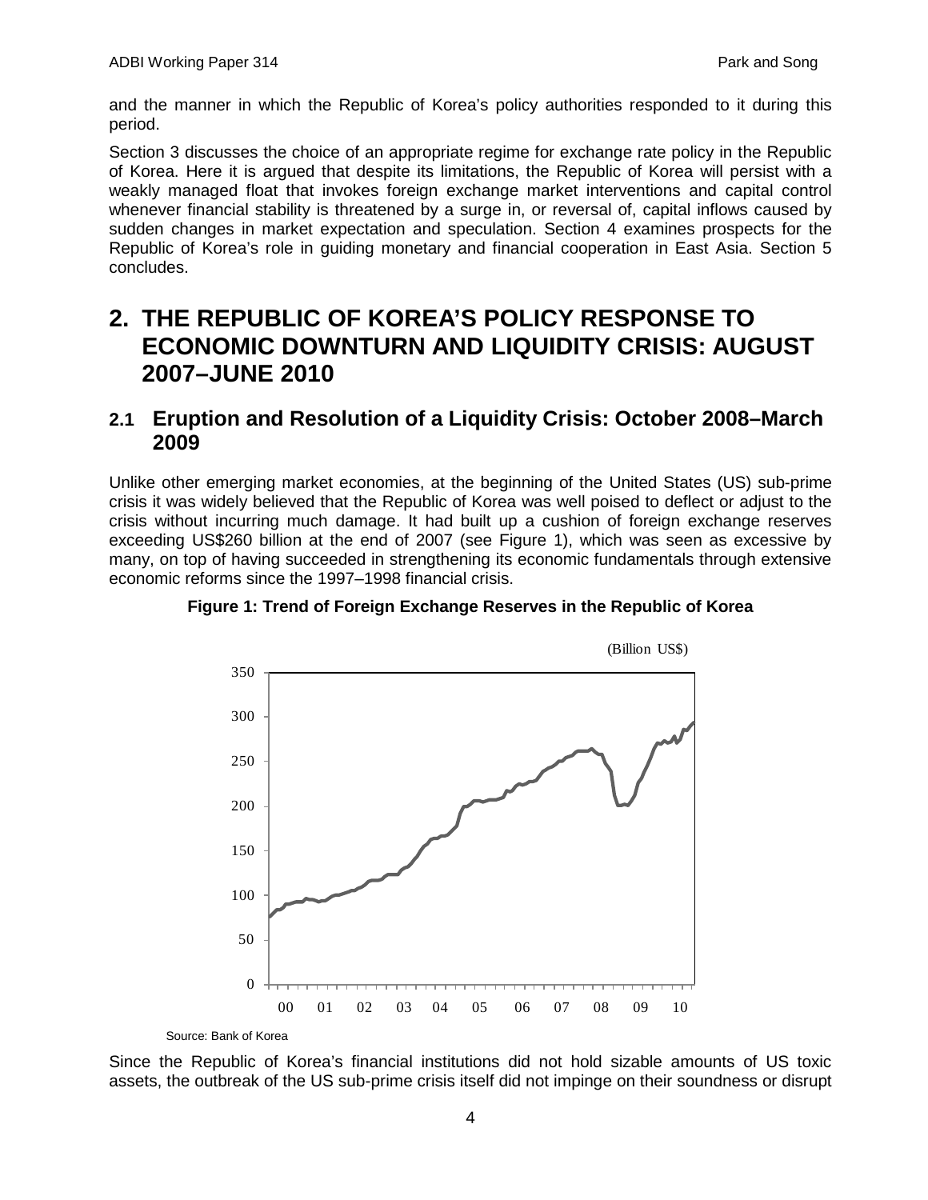and the manner in which the Republic of Korea's policy authorities responded to it during this period.

Section 3 discusses the choice of an appropriate regime for exchange rate policy in the Republic of Korea. Here it is argued that despite its limitations, the Republic of Korea will persist with a weakly managed float that invokes foreign exchange market interventions and capital control whenever financial stability is threatened by a surge in, or reversal of, capital inflows caused by sudden changes in market expectation and speculation. Section 4 examines prospects for the Republic of Korea's role in guiding monetary and financial cooperation in East Asia. Section 5 concludes.

# 2. THE REPUBLIC OF KOREA'S POLICY RESPONSE TO ECONOMIC DOWNTURN AND LIQUIDITY CRISIS: AUGUST 2007–JUNE 2010

## 2.1 Eruption and Resolution of a Liquidity Crisis: October 2008–March 2009

Unlike other emerging market economies, at the beginning of the United States (US) sub-prime crisis it was widely believed that the Republic of Korea was well poised to deflect or adjust to the crisis without incurring much damage. It had built up a cushion of foreign exchange reserves exceeding US$260 billion at the end of 2007 (see Figure 1), which was seen as excessive by many, on top of having succeeded in strengthening its economic fundamentals through extensive economic reforms since the 1997–1998 financial crisis.

**Figure 1: Trend of Foreign Exchange Reserves in the Republic of Korea**

(Billion US$)

Source: Bank of Korea

Since the Republic of Korea's financial institutions did not hold sizable amounts of US toxic assets, the outbreak of the US sub-prime crisis itself did not impinge on their soundness or disrupt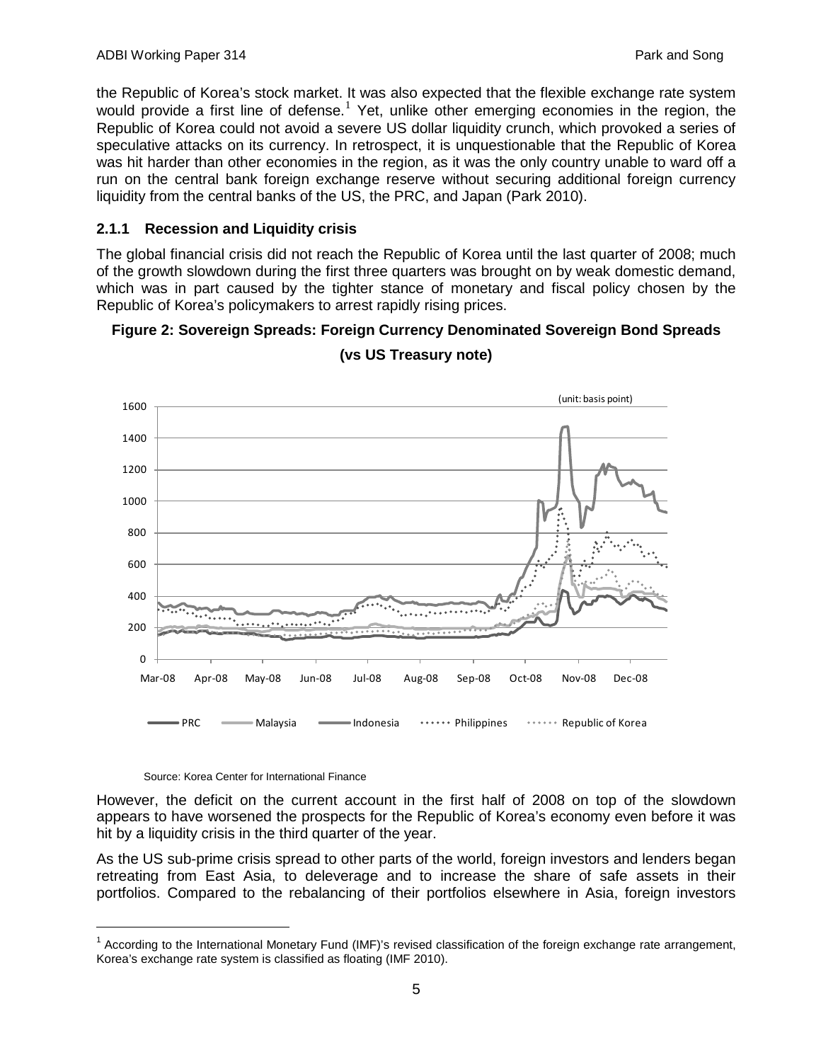the Republic of Korea's stock market. It was also expected that the flexible exchange rate system would provide a first line of defense.[1] Yet, unlike other emerging economies in the region, the Republic of Korea could not avoid a severe US dollar liquidity crunch, which provoked a series of speculative attacks on its currency. In retrospect, it is unquestionable that the Republic of Korea was hit harder than other economies in the region, as it was the only country unable to ward off a run on the central bank foreign exchange reserve without securing additional foreign currency liquidity from the central banks of the US, the PRC, and Japan (Park 2010).

### 2.1.1 Recession and Liquidity crisis

The global financial crisis did not reach the Republic of Korea until the last quarter of 2008; much of the growth slowdown during the first three quarters was brought on by weak domestic demand, which was in part caused by the tighter stance of monetary and fiscal policy chosen by the Republic of Korea's policymakers to arrest rapidly rising prices.

**Figure 2: Sovereign Spreads: Foreign Currency Denominated Sovereign Bond Spreads (vs US Treasury note)**

Source: Korea Center for International Finance

However, the deficit on the current account in the first half of 2008 on top of the slowdown appears to have worsened the prospects for the Republic of Korea's economy even before it was hit by a liquidity crisis in the third quarter of the year.

As the US sub-prime crisis spread to other parts of the world, foreign investors and lenders began retreating from East Asia, to deleverage and to increase the share of safe assets in their portfolios. Compared to the rebalancing of their portfolios elsewhere in Asia, foreign investors

[1] According to the International Monetary Fund (IMF)'s revised classification of the foreign exchange rate arrangement, Korea's exchange rate system is classified as floating (IMF 2010).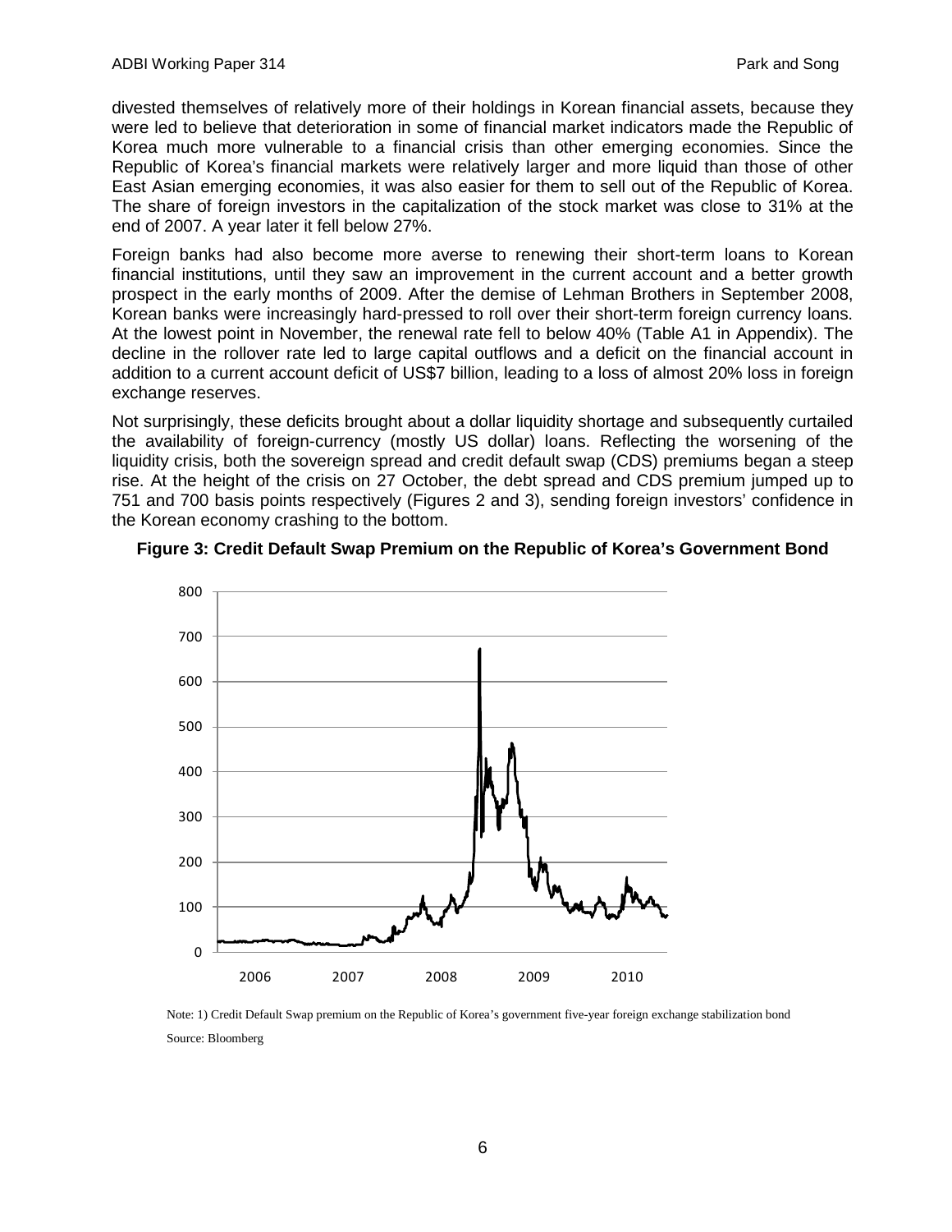divested themselves of relatively more of their holdings in Korean financial assets, because they were led to believe that deterioration in some of financial market indicators made the Republic of Korea much more vulnerable to a financial crisis than other emerging economies. Since the Republic of Korea's financial markets were relatively larger and more liquid than those of other East Asian emerging economies, it was also easier for them to sell out of the Republic of Korea. The share of foreign investors in the capitalization of the stock market was close to 31% at the end of 2007. A year later it fell below 27%.

Foreign banks had also become more averse to renewing their short-term loans to Korean financial institutions, until they saw an improvement in the current account and a better growth prospect in the early months of 2009. After the demise of Lehman Brothers in September 2008, Korean banks were increasingly hard-pressed to roll over their short-term foreign currency loans. At the lowest point in November, the renewal rate fell to below 40% (Table A1 in Appendix). The decline in the rollover rate led to large capital outflows and a deficit on the financial account in addition to a current account deficit of US$7 billion, leading to a loss of almost 20% loss in foreign exchange reserves.

Not surprisingly, these deficits brought about a dollar liquidity shortage and subsequently curtailed the availability of foreign-currency (mostly US dollar) loans. Reflecting the worsening of the liquidity crisis, both the sovereign spread and credit default swap (CDS) premiums began a steep rise. At the height of the crisis on 27 October, the debt spread and CDS premium jumped up to 751 and 700 basis points respectively (Figures 2 and 3), sending foreign investors' confidence in the Korean economy crashing to the bottom.

**Figure 3: Credit Default Swap Premium on the Republic of Korea's Government Bond**

Note: 1) Credit Default Swap premium on the Republic of Korea's government five-year foreign exchange stabilization bond

Source: Bloomberg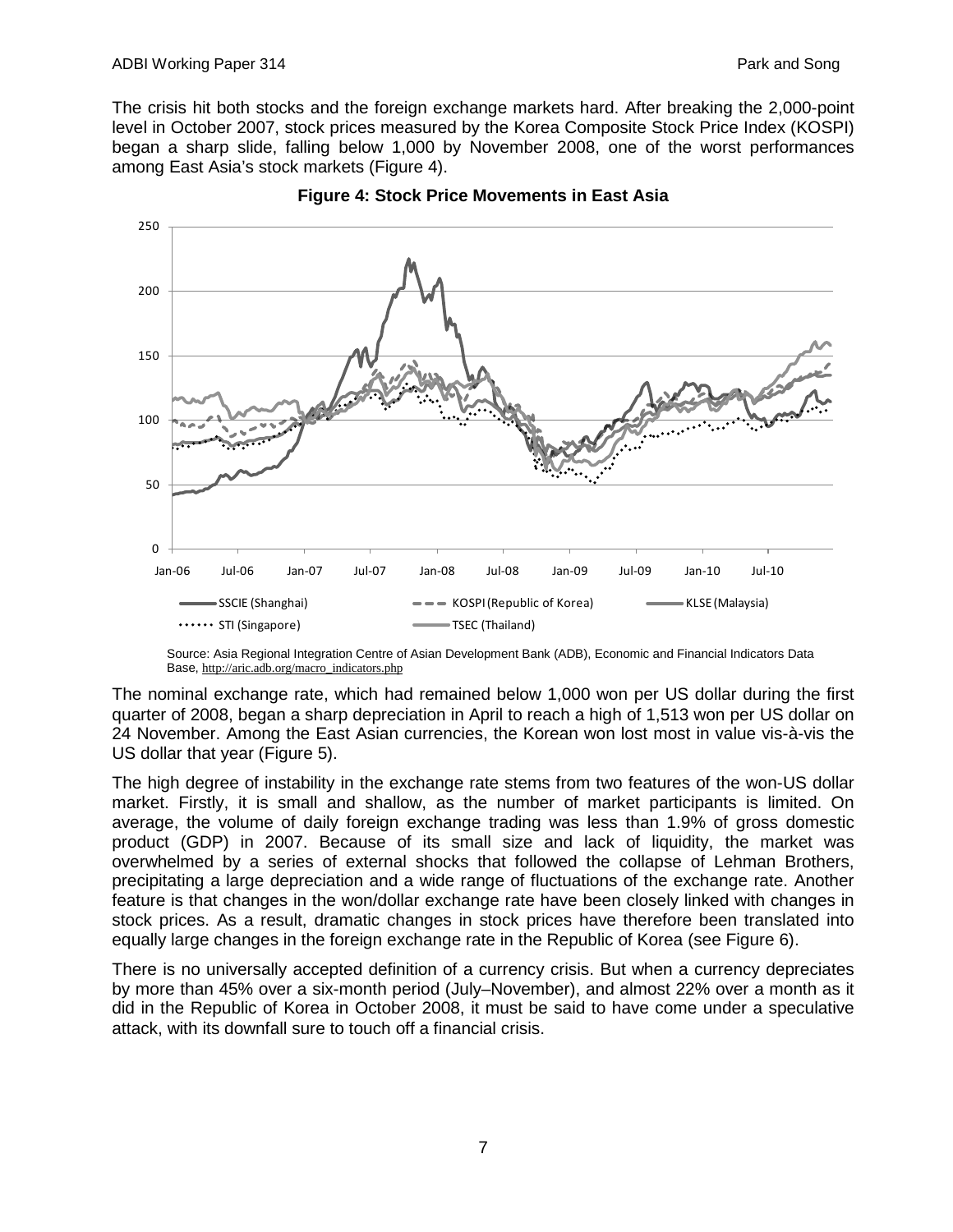The crisis hit both stocks and the foreign exchange markets hard. After breaking the 2,000-point level in October 2007, stock prices measured by the Korea Composite Stock Price Index (KOSPI) began a sharp slide, falling below 1,000 by November 2008, one of the worst performances among East Asia's stock markets (Figure 4).

**Figure 4: Stock Price Movements in East Asia**

Source: Asia Regional Integration Centre of Asian Development Bank (ADB), Economic and Financial Indicators Data Base, http://aric.adb.org/macro_indicators.php

The nominal exchange rate, which had remained below 1,000 won per US dollar during the first quarter of 2008, began a sharp depreciation in April to reach a high of 1,513 won per US dollar on 24 November. Among the East Asian currencies, the Korean won lost most in value vis-à-vis the US dollar that year (Figure 5).

The high degree of instability in the exchange rate stems from two features of the won-US dollar market. Firstly, it is small and shallow, as the number of market participants is limited. On average, the volume of daily foreign exchange trading was less than 1.9% of gross domestic product (GDP) in 2007. Because of its small size and lack of liquidity, the market was overwhelmed by a series of external shocks that followed the collapse of Lehman Brothers, precipitating a large depreciation and a wide range of fluctuations of the exchange rate. Another feature is that changes in the won/dollar exchange rate have been closely linked with changes in stock prices. As a result, dramatic changes in stock prices have therefore been translated into equally large changes in the foreign exchange rate in the Republic of Korea (see Figure 6).

There is no universally accepted definition of a currency crisis. But when a currency depreciates by more than 45% over a six-month period (July–November), and almost 22% over a month as it did in the Republic of Korea in October 2008, it must be said to have come under a speculative attack, with its downfall sure to touch off a financial crisis.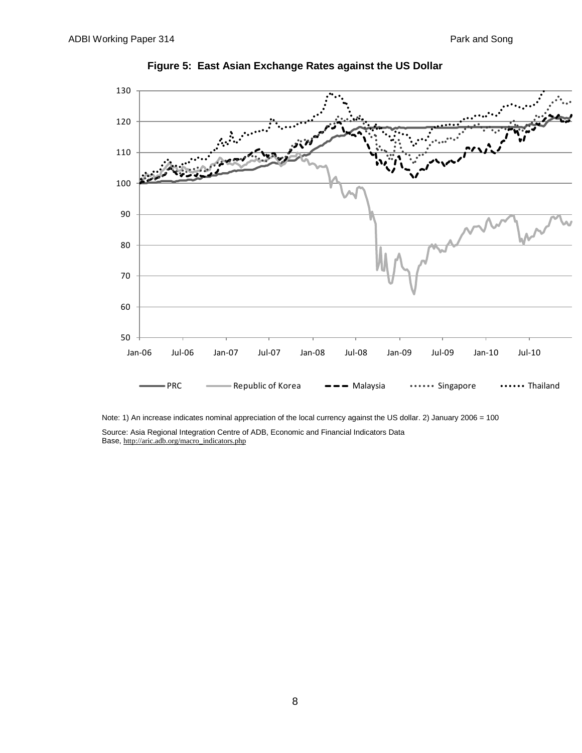**Figure 5: East Asian Exchange Rates against the US Dollar**

Note: 1) An increase indicates nominal appreciation of the local currency against the US dollar. 2) January 2006 = 100

Source: Asia Regional Integration Centre of ADB, Economic and Financial Indicators Data Base, http://aric.adb.org/macro_indicators.php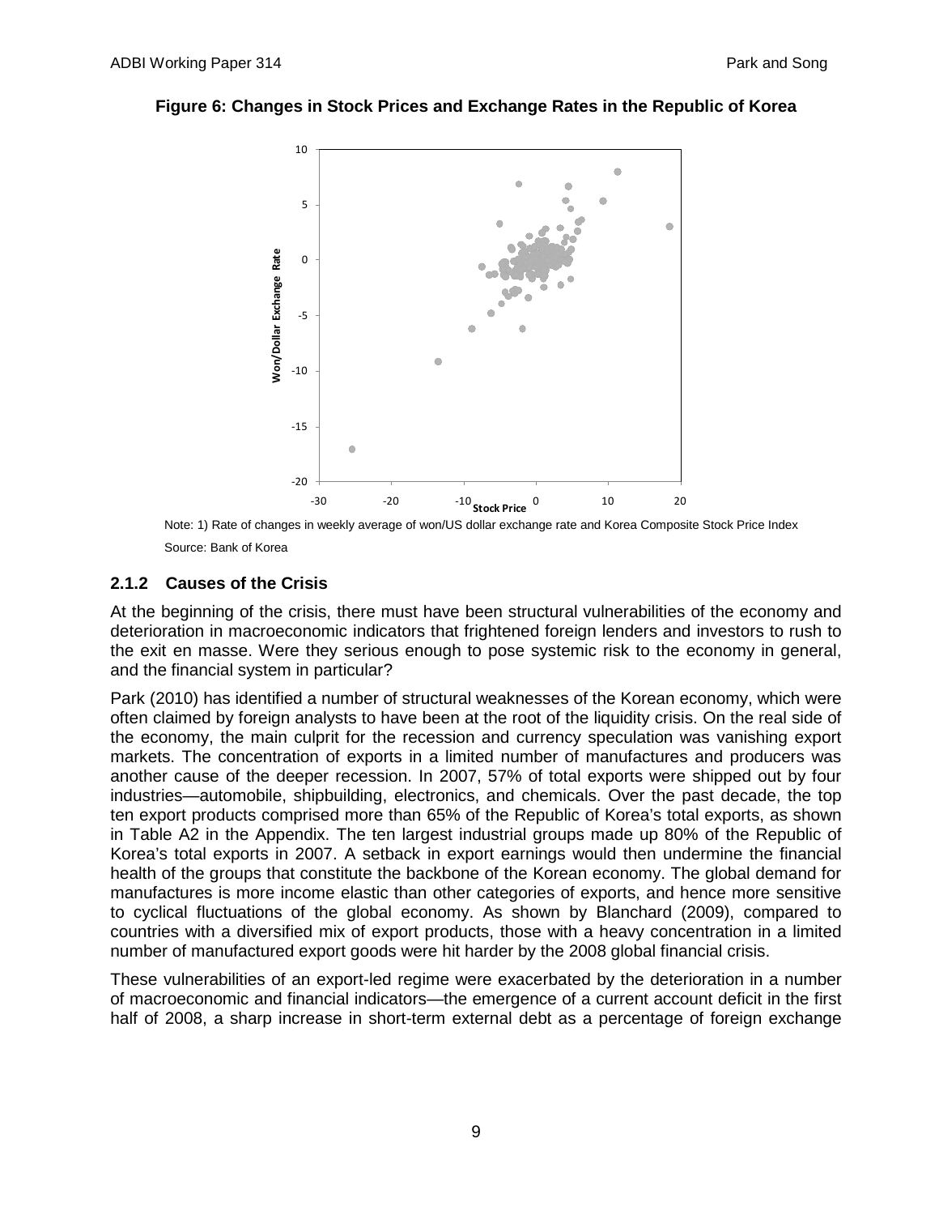**Figure 6: Changes in Stock Prices and Exchange Rates in the Republic of Korea**

Note: 1) Rate of changes in weekly average of won/US dollar exchange rate and Korea Composite Stock Price Index

Source: Bank of Korea

### 2.1.2 Causes of the Crisis

At the beginning of the crisis, there must have been structural vulnerabilities of the economy and deterioration in macroeconomic indicators that frightened foreign lenders and investors to rush to the exit en masse. Were they serious enough to pose systemic risk to the economy in general, and the financial system in particular?

Park (2010) has identified a number of structural weaknesses of the Korean economy, which were often claimed by foreign analysts to have been at the root of the liquidity crisis. On the real side of the economy, the main culprit for the recession and currency speculation was vanishing export markets. The concentration of exports in a limited number of manufactures and producers was another cause of the deeper recession. In 2007, 57% of total exports were shipped out by four industries—automobile, shipbuilding, electronics, and chemicals. Over the past decade, the top ten export products comprised more than 65% of the Republic of Korea's total exports, as shown in Table A2 in the Appendix. The ten largest industrial groups made up 80% of the Republic of Korea's total exports in 2007. A setback in export earnings would then undermine the financial health of the groups that constitute the backbone of the Korean economy. The global demand for manufactures is more income elastic than other categories of exports, and hence more sensitive to cyclical fluctuations of the global economy. As shown by Blanchard (2009), compared to countries with a diversified mix of export products, those with a heavy concentration in a limited number of manufactured export goods were hit harder by the 2008 global financial crisis.

These vulnerabilities of an export-led regime were exacerbated by the deterioration in a number of macroeconomic and financial indicators—the emergence of a current account deficit in the first half of 2008, a sharp increase in short-term external debt as a percentage of foreign exchange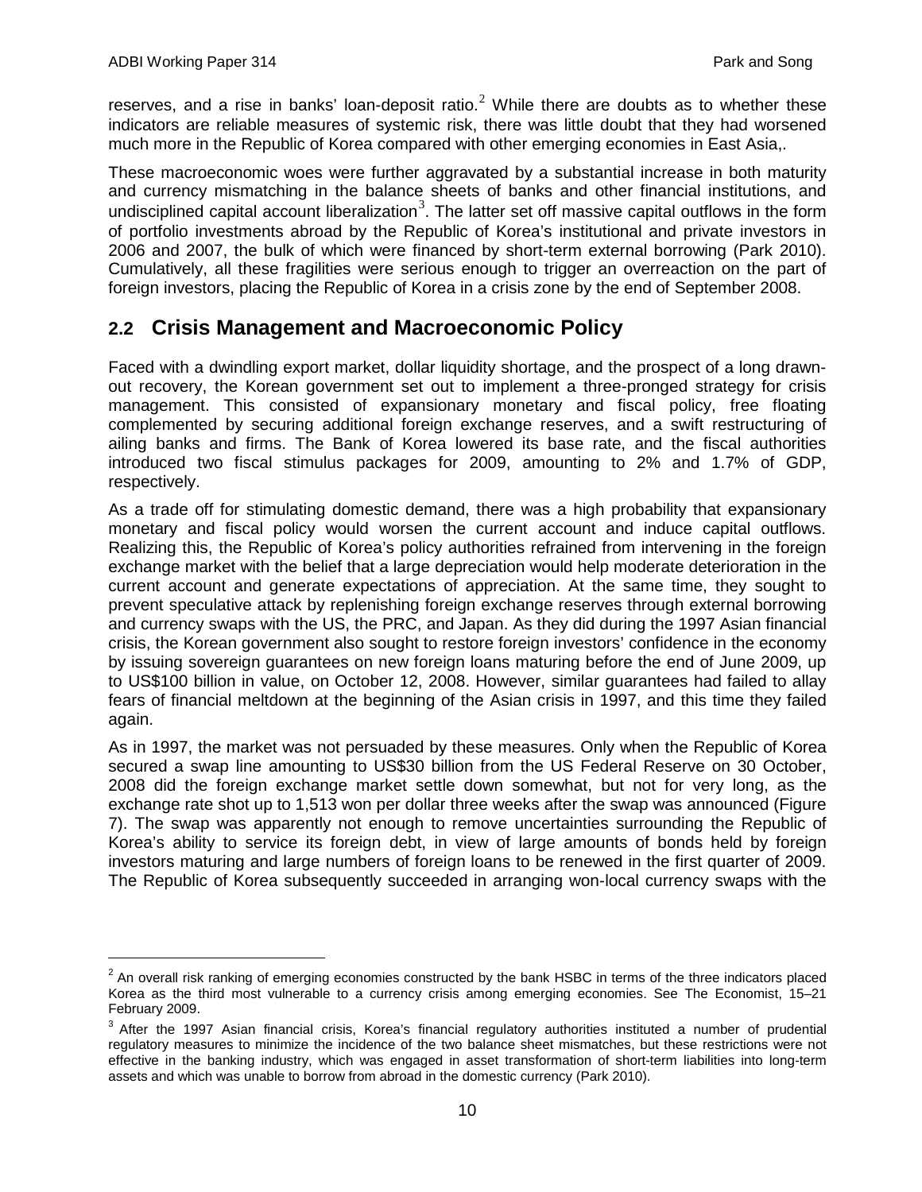reserves, and a rise in banks' loan-deposit ratio.[2] While there are doubts as to whether these indicators are reliable measures of systemic risk, there was little doubt that they had worsened much more in the Republic of Korea compared with other emerging economies in East Asia,.

These macroeconomic woes were further aggravated by a substantial increase in both maturity and currency mismatching in the balance sheets of banks and other financial institutions, and undisciplined capital account liberalization[3]. The latter set off massive capital outflows in the form of portfolio investments abroad by the Republic of Korea's institutional and private investors in 2006 and 2007, the bulk of which were financed by short-term external borrowing (Park 2010). Cumulatively, all these fragilities were serious enough to trigger an overreaction on the part of foreign investors, placing the Republic of Korea in a crisis zone by the end of September 2008.

## 2.2 Crisis Management and Macroeconomic Policy

Faced with a dwindling export market, dollar liquidity shortage, and the prospect of a long drawn-out recovery, the Korean government set out to implement a three-pronged strategy for crisis management. This consisted of expansionary monetary and fiscal policy, free floating complemented by securing additional foreign exchange reserves, and a swift restructuring of ailing banks and firms. The Bank of Korea lowered its base rate, and the fiscal authorities introduced two fiscal stimulus packages for 2009, amounting to 2% and 1.7% of GDP, respectively.

As a trade off for stimulating domestic demand, there was a high probability that expansionary monetary and fiscal policy would worsen the current account and induce capital outflows. Realizing this, the Republic of Korea's policy authorities refrained from intervening in the foreign exchange market with the belief that a large depreciation would help moderate deterioration in the current account and generate expectations of appreciation. At the same time, they sought to prevent speculative attack by replenishing foreign exchange reserves through external borrowing and currency swaps with the US, the PRC, and Japan. As they did during the 1997 Asian financial crisis, the Korean government also sought to restore foreign investors' confidence in the economy by issuing sovereign guarantees on new foreign loans maturing before the end of June 2009, up to US$100 billion in value, on October 12, 2008. However, similar guarantees had failed to allay fears of financial meltdown at the beginning of the Asian crisis in 1997, and this time they failed again.

As in 1997, the market was not persuaded by these measures. Only when the Republic of Korea secured a swap line amounting to US$30 billion from the US Federal Reserve on 30 October, 2008 did the foreign exchange market settle down somewhat, but not for very long, as the exchange rate shot up to 1,513 won per dollar three weeks after the swap was announced (Figure 7). The swap was apparently not enough to remove uncertainties surrounding the Republic of Korea's ability to service its foreign debt, in view of large amounts of bonds held by foreign investors maturing and large numbers of foreign loans to be renewed in the first quarter of 2009. The Republic of Korea subsequently succeeded in arranging won-local currency swaps with the

---

[2] An overall risk ranking of emerging economies constructed by the bank HSBC in terms of the three indicators placed Korea as the third most vulnerable to a currency crisis among emerging economies. See The Economist, 15–21 February 2009.

[3] After the 1997 Asian financial crisis, Korea's financial regulatory authorities instituted a number of prudential regulatory measures to minimize the incidence of the two balance sheet mismatches, but these restrictions were not effective in the banking industry, which was engaged in asset transformation of short-term liabilities into long-term assets and which was unable to borrow from abroad in the domestic currency (Park 2010).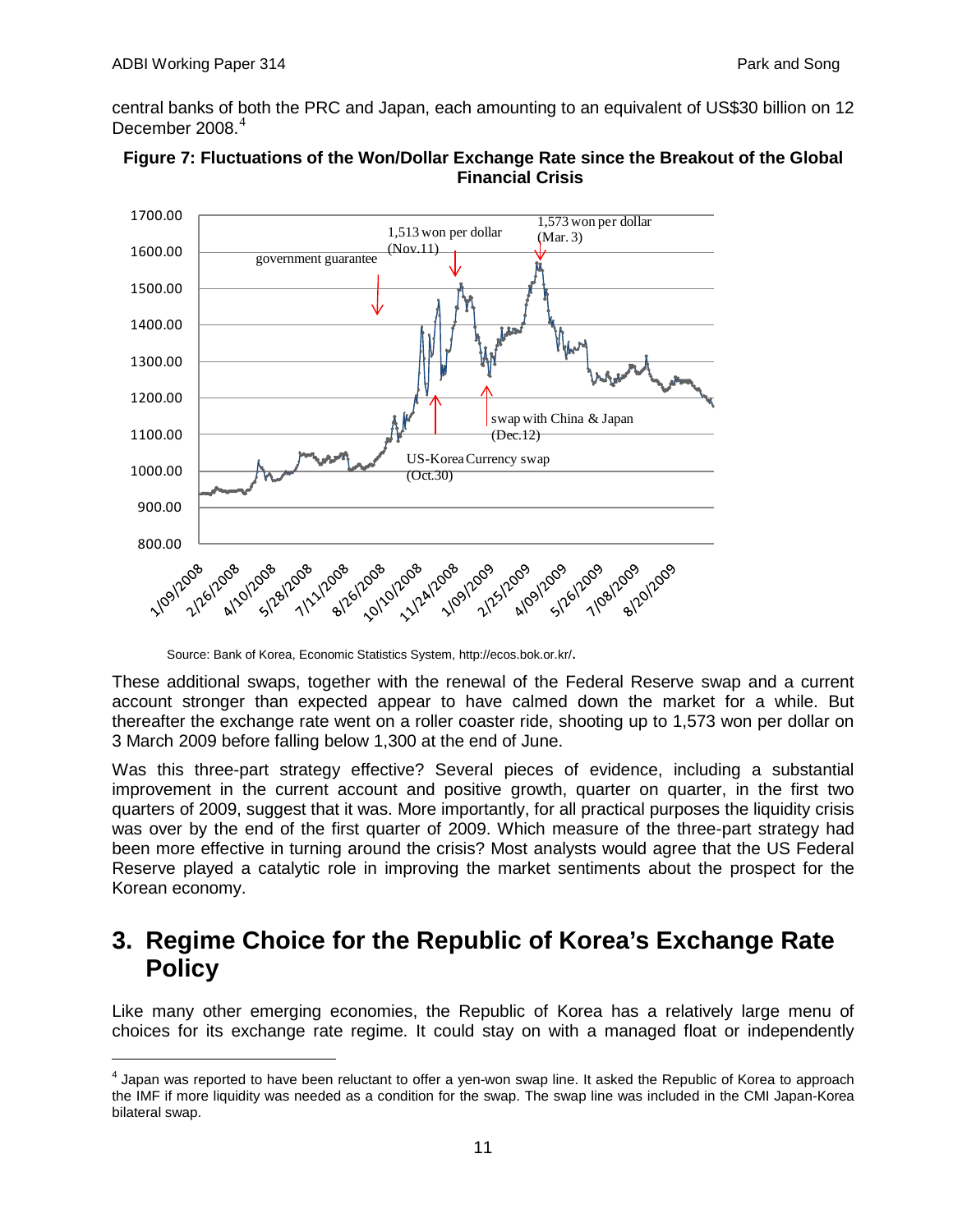central banks of both the PRC and Japan, each amounting to an equivalent of US$30 billion on 12 December 2008.[4]

**Figure 7: Fluctuations of the Won/Dollar Exchange Rate since the Breakout of the Global Financial Crisis**

Source: Bank of Korea, Economic Statistics System, http://ecos.bok.or.kr/.

These additional swaps, together with the renewal of the Federal Reserve swap and a current account stronger than expected appear to have calmed down the market for a while. But thereafter the exchange rate went on a roller coaster ride, shooting up to 1,573 won per dollar on 3 March 2009 before falling below 1,300 at the end of June.

Was this three-part strategy effective? Several pieces of evidence, including a substantial improvement in the current account and positive growth, quarter on quarter, in the first two quarters of 2009, suggest that it was. More importantly, for all practical purposes the liquidity crisis was over by the end of the first quarter of 2009. Which measure of the three-part strategy had been more effective in turning around the crisis? Most analysts would agree that the US Federal Reserve played a catalytic role in improving the market sentiments about the prospect for the Korean economy.

## 3. Regime Choice for the Republic of Korea's Exchange Rate Policy

Like many other emerging economies, the Republic of Korea has a relatively large menu of choices for its exchange rate regime. It could stay on with a managed float or independently

[4] Japan was reported to have been reluctant to offer a yen-won swap line. It asked the Republic of Korea to approach the IMF if more liquidity was needed as a condition for the swap. The swap line was included in the CMI Japan-Korea bilateral swap.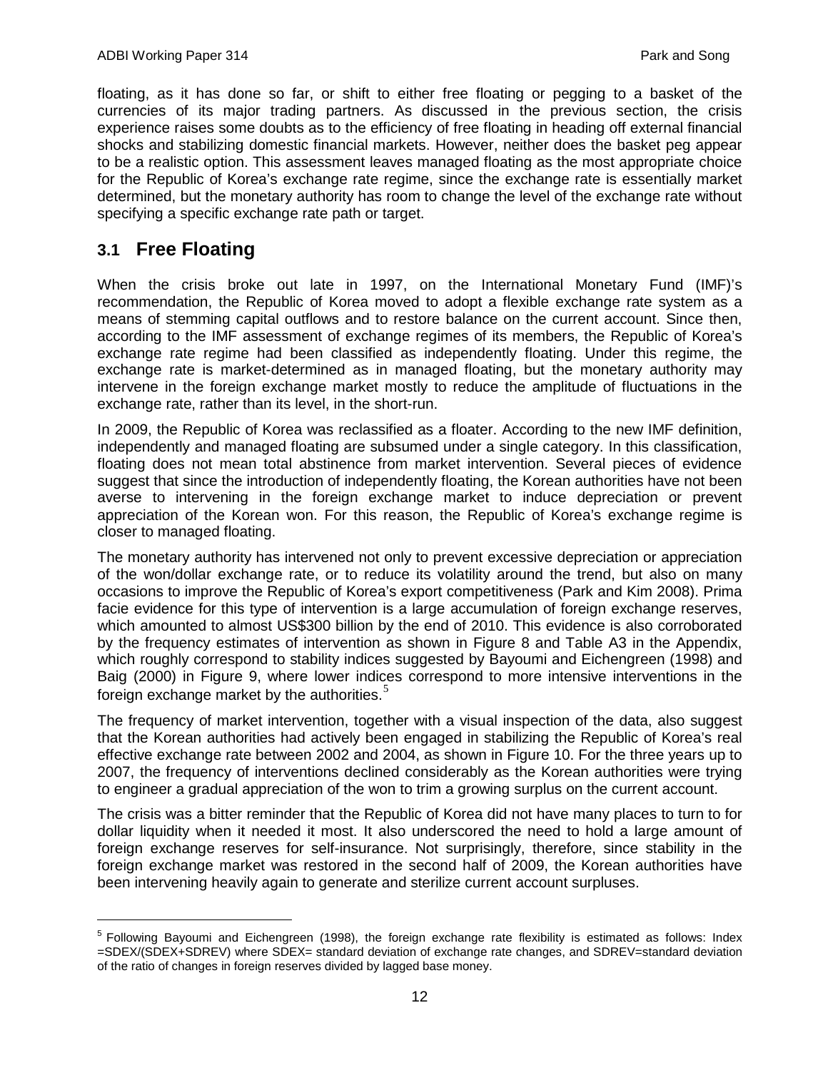floating, as it has done so far, or shift to either free floating or pegging to a basket of the currencies of its major trading partners. As discussed in the previous section, the crisis experience raises some doubts as to the efficiency of free floating in heading off external financial shocks and stabilizing domestic financial markets. However, neither does the basket peg appear to be a realistic option. This assessment leaves managed floating as the most appropriate choice for the Republic of Korea's exchange rate regime, since the exchange rate is essentially market determined, but the monetary authority has room to change the level of the exchange rate without specifying a specific exchange rate path or target.

## 3.1 Free Floating

When the crisis broke out late in 1997, on the International Monetary Fund (IMF)'s recommendation, the Republic of Korea moved to adopt a flexible exchange rate system as a means of stemming capital outflows and to restore balance on the current account. Since then, according to the IMF assessment of exchange regimes of its members, the Republic of Korea's exchange rate regime had been classified as independently floating. Under this regime, the exchange rate is market-determined as in managed floating, but the monetary authority may intervene in the foreign exchange market mostly to reduce the amplitude of fluctuations in the exchange rate, rather than its level, in the short-run.

In 2009, the Republic of Korea was reclassified as a floater. According to the new IMF definition, independently and managed floating are subsumed under a single category. In this classification, floating does not mean total abstinence from market intervention. Several pieces of evidence suggest that since the introduction of independently floating, the Korean authorities have not been averse to intervening in the foreign exchange market to induce depreciation or prevent appreciation of the Korean won. For this reason, the Republic of Korea's exchange regime is closer to managed floating.

The monetary authority has intervened not only to prevent excessive depreciation or appreciation of the won/dollar exchange rate, or to reduce its volatility around the trend, but also on many occasions to improve the Republic of Korea's export competitiveness (Park and Kim 2008). Prima facie evidence for this type of intervention is a large accumulation of foreign exchange reserves, which amounted to almost US$300 billion by the end of 2010. This evidence is also corroborated by the frequency estimates of intervention as shown in Figure 8 and Table A3 in the Appendix, which roughly correspond to stability indices suggested by Bayoumi and Eichengreen (1998) and Baig (2000) in Figure 9, where lower indices correspond to more intensive interventions in the foreign exchange market by the authorities.[5]

The frequency of market intervention, together with a visual inspection of the data, also suggest that the Korean authorities had actively been engaged in stabilizing the Republic of Korea's real effective exchange rate between 2002 and 2004, as shown in Figure 10. For the three years up to 2007, the frequency of interventions declined considerably as the Korean authorities were trying to engineer a gradual appreciation of the won to trim a growing surplus on the current account.

The crisis was a bitter reminder that the Republic of Korea did not have many places to turn to for dollar liquidity when it needed it most. It also underscored the need to hold a large amount of foreign exchange reserves for self-insurance. Not surprisingly, therefore, since stability in the foreign exchange market was restored in the second half of 2009, the Korean authorities have been intervening heavily again to generate and sterilize current account surpluses.

---

[5] Following Bayoumi and Eichengreen (1998), the foreign exchange rate flexibility is estimated as follows: Index =SDEX/(SDEX+SDREV) where SDEX= standard deviation of exchange rate changes, and SDREV=standard deviation of the ratio of changes in foreign reserves divided by lagged base money.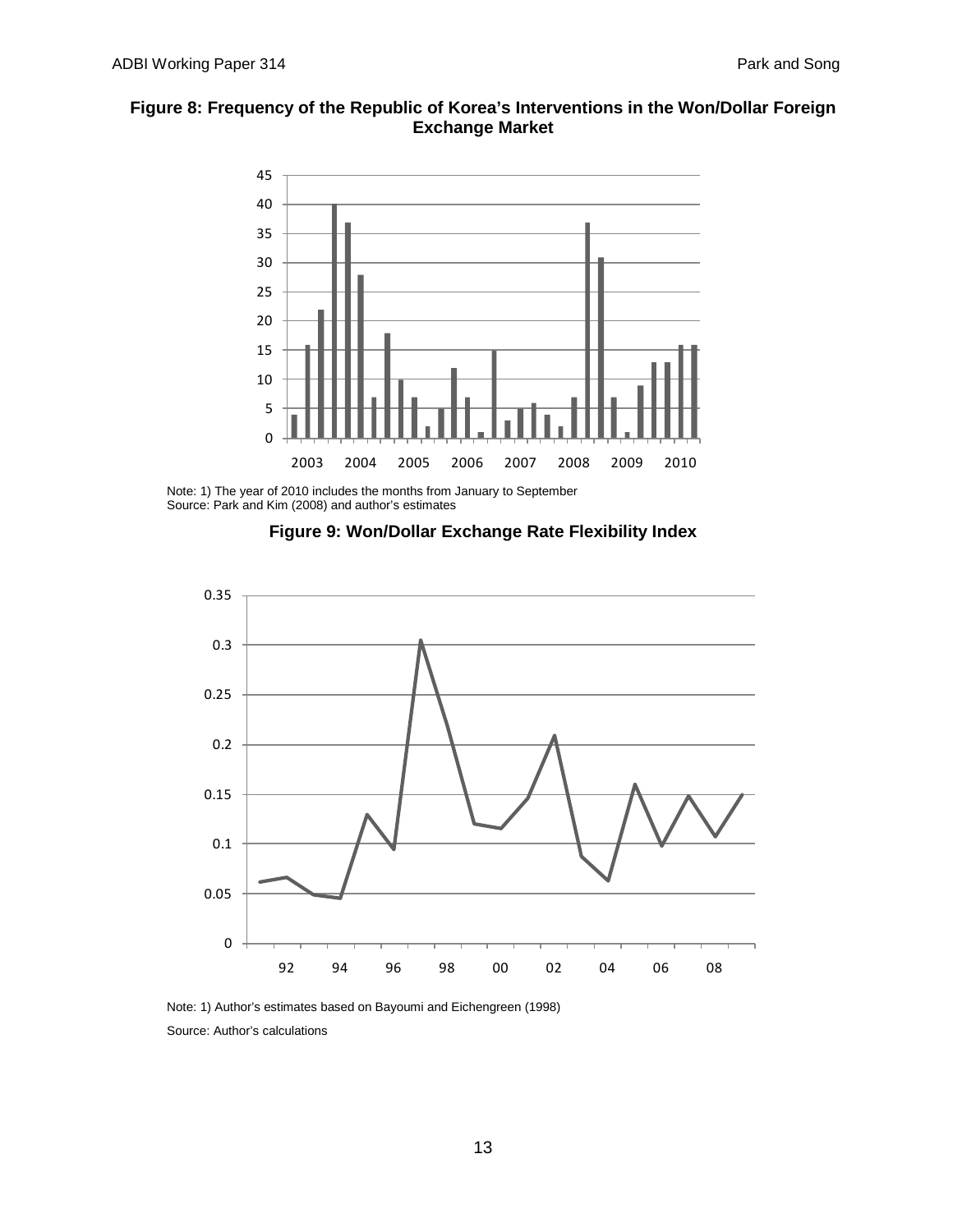**Figure 8: Frequency of the Republic of Korea's Interventions in the Won/Dollar Foreign Exchange Market**

Note: 1) The year of 2010 includes the months from January to September
Source: Park and Kim (2008) and author's estimates

**Figure 9: Won/Dollar Exchange Rate Flexibility Index**

Note: 1) Author's estimates based on Bayoumi and Eichengreen (1998)

Source: Author's calculations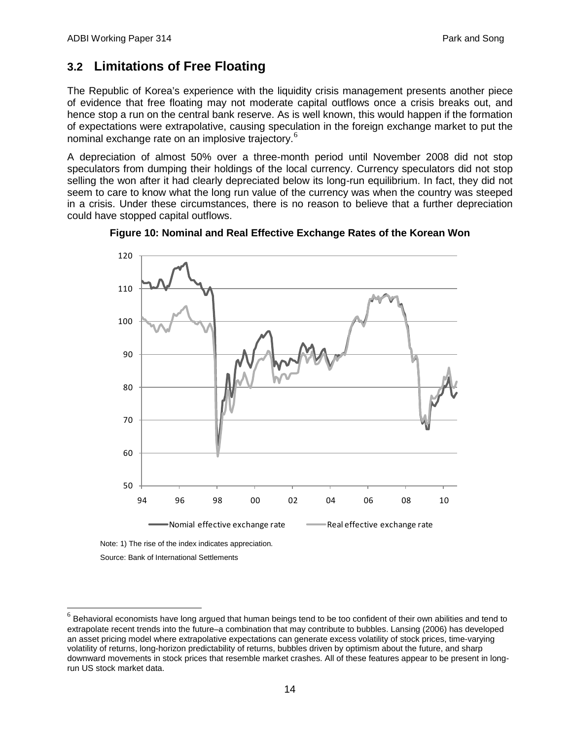## 3.2 Limitations of Free Floating

The Republic of Korea's experience with the liquidity crisis management presents another piece of evidence that free floating may not moderate capital outflows once a crisis breaks out, and hence stop a run on the central bank reserve. As is well known, this would happen if the formation of expectations were extrapolative, causing speculation in the foreign exchange market to put the nominal exchange rate on an implosive trajectory.[6]

A depreciation of almost 50% over a three-month period until November 2008 did not stop speculators from dumping their holdings of the local currency. Currency speculators did not stop selling the won after it had clearly depreciated below its long-run equilibrium. In fact, they did not seem to care to know what the long run value of the currency was when the country was steeped in a crisis. Under these circumstances, there is no reason to believe that a further depreciation could have stopped capital outflows.

**Figure 10: Nominal and Real Effective Exchange Rates of the Korean Won**

Note: 1) The rise of the index indicates appreciation.

Source: Bank of International Settlements

[6] Behavioral economists have long argued that human beings tend to be too confident of their own abilities and tend to extrapolate recent trends into the future–a combination that may contribute to bubbles. Lansing (2006) has developed an asset pricing model where extrapolative expectations can generate excess volatility of stock prices, time-varying volatility of returns, long-horizon predictability of returns, bubbles driven by optimism about the future, and sharp downward movements in stock prices that resemble market crashes. All of these features appear to be present in long-run US stock market data.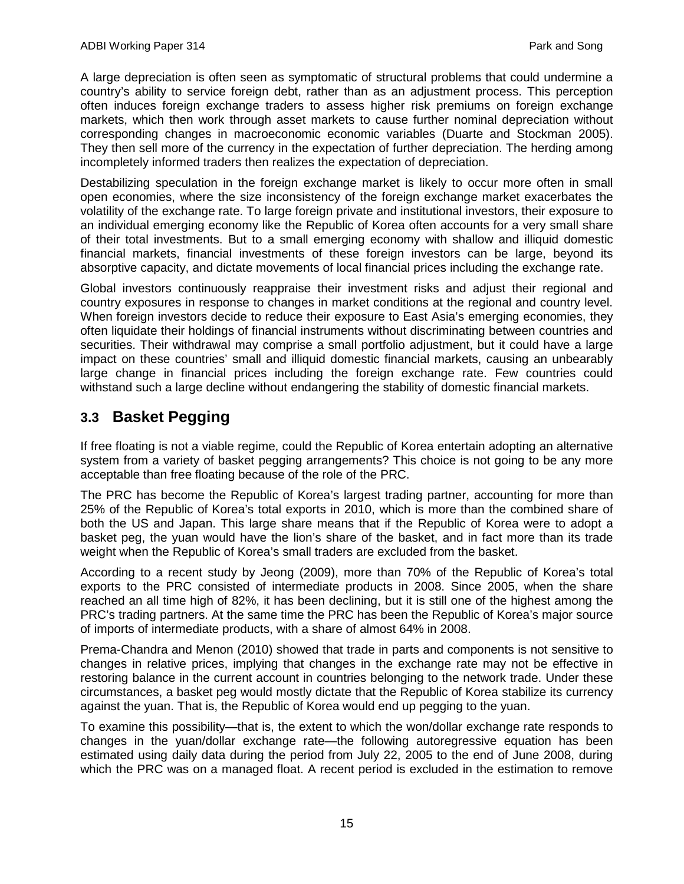A large depreciation is often seen as symptomatic of structural problems that could undermine a country's ability to service foreign debt, rather than as an adjustment process. This perception often induces foreign exchange traders to assess higher risk premiums on foreign exchange markets, which then work through asset markets to cause further nominal depreciation without corresponding changes in macroeconomic economic variables (Duarte and Stockman 2005). They then sell more of the currency in the expectation of further depreciation. The herding among incompletely informed traders then realizes the expectation of depreciation.

Destabilizing speculation in the foreign exchange market is likely to occur more often in small open economies, where the size inconsistency of the foreign exchange market exacerbates the volatility of the exchange rate. To large foreign private and institutional investors, their exposure to an individual emerging economy like the Republic of Korea often accounts for a very small share of their total investments. But to a small emerging economy with shallow and illiquid domestic financial markets, financial investments of these foreign investors can be large, beyond its absorptive capacity, and dictate movements of local financial prices including the exchange rate.

Global investors continuously reappraise their investment risks and adjust their regional and country exposures in response to changes in market conditions at the regional and country level. When foreign investors decide to reduce their exposure to East Asia's emerging economies, they often liquidate their holdings of financial instruments without discriminating between countries and securities. Their withdrawal may comprise a small portfolio adjustment, but it could have a large impact on these countries' small and illiquid domestic financial markets, causing an unbearably large change in financial prices including the foreign exchange rate. Few countries could withstand such a large decline without endangering the stability of domestic financial markets.

## 3.3 Basket Pegging

If free floating is not a viable regime, could the Republic of Korea entertain adopting an alternative system from a variety of basket pegging arrangements? This choice is not going to be any more acceptable than free floating because of the role of the PRC.

The PRC has become the Republic of Korea's largest trading partner, accounting for more than 25% of the Republic of Korea's total exports in 2010, which is more than the combined share of both the US and Japan. This large share means that if the Republic of Korea were to adopt a basket peg, the yuan would have the lion's share of the basket, and in fact more than its trade weight when the Republic of Korea's small traders are excluded from the basket.

According to a recent study by Jeong (2009), more than 70% of the Republic of Korea's total exports to the PRC consisted of intermediate products in 2008. Since 2005, when the share reached an all time high of 82%, it has been declining, but it is still one of the highest among the PRC's trading partners. At the same time the PRC has been the Republic of Korea's major source of imports of intermediate products, with a share of almost 64% in 2008.

Prema-Chandra and Menon (2010) showed that trade in parts and components is not sensitive to changes in relative prices, implying that changes in the exchange rate may not be effective in restoring balance in the current account in countries belonging to the network trade. Under these circumstances, a basket peg would mostly dictate that the Republic of Korea stabilize its currency against the yuan. That is, the Republic of Korea would end up pegging to the yuan.

To examine this possibility—that is, the extent to which the won/dollar exchange rate responds to changes in the yuan/dollar exchange rate—the following autoregressive equation has been estimated using daily data during the period from July 22, 2005 to the end of June 2008, during which the PRC was on a managed float. A recent period is excluded in the estimation to remove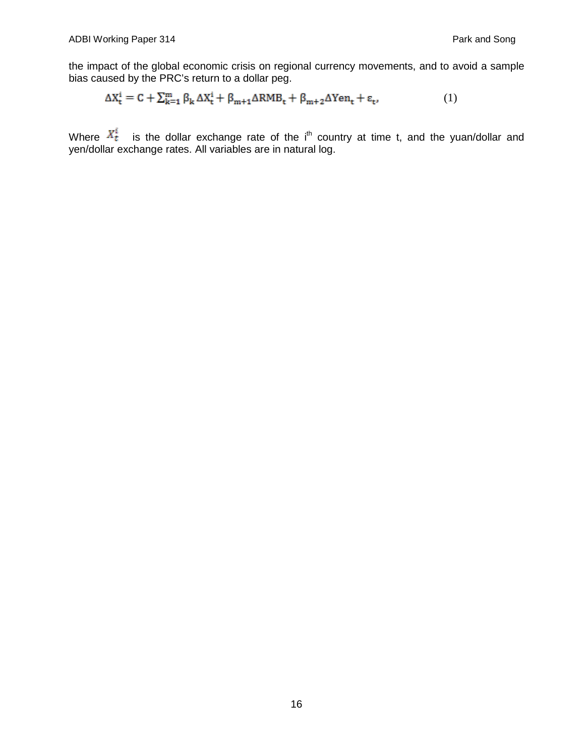the impact of the global economic crisis on regional currency movements, and to avoid a sample bias caused by the PRC's return to a dollar peg.

$$\Delta X_t^i = C + \sum_{k=1}^{m} \beta_k \Delta X_t^i + \beta_{m+1} \Delta RMB_t + \beta_{m+2} \Delta Yen_t + \varepsilon_t, \qquad (1)$$

Where $X_t^i$ is the dollar exchange rate of the $i^{th}$ country at time t, and the yuan/dollar and yen/dollar exchange rates. All variables are in natural log.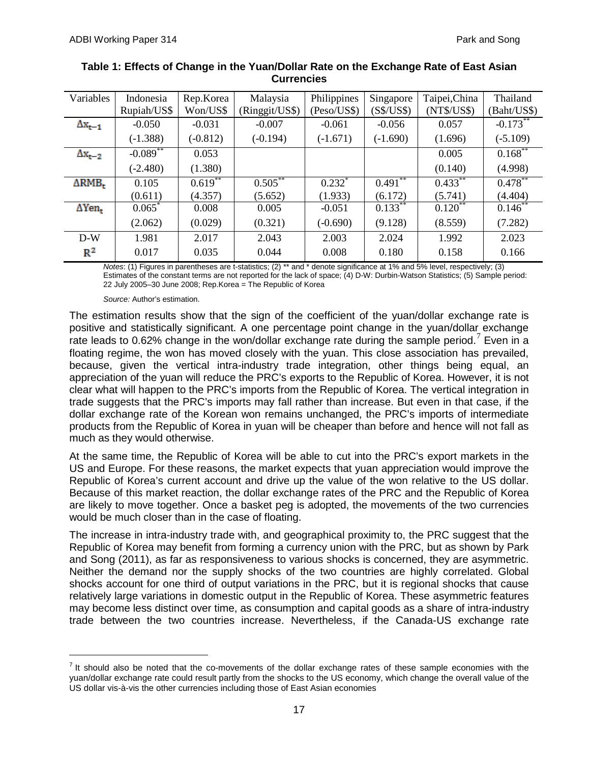**Table 1: Effects of Change in the Yuan/Dollar Rate on the Exchange Rate of East Asian Currencies**

| Variables | Indonesia Rupiah/US$ | Rep.Korea Won/US$ | Malaysia (Ringgit/US$) | Philippines (Peso/US$) | Singapore (S$/US$) | Taipei,China (NT$/US$) | Thailand (Baht/US$) |
|---|---|---|---|---|---|---|---|
| $\Delta x_{t-1}$ | -0.050 | -0.031 | -0.007 | -0.061 | -0.056 | 0.057 | $-0.173^{**}$ |
| | (-1.388) | (-0.812) | (-0.194) | (-1.671) | (-1.690) | (1.696) | (-5.109) |
| $\Delta x_{t-2}$ | $-0.089^{**}$ | 0.053 | | | | 0.005 | $0.168^{**}$ |
| | (-2.480) | (1.380) | | | | (0.140) | (4.998) |
| $\Delta RMB_t$ | 0.105 | $0.619^{**}$ | $0.505^{**}$ | $0.232^{*}$ | $0.491^{**}$ | $0.433^{**}$ | $0.478^{**}$ |
| | (0.611) | (4.357) | (5.652) | (1.933) | (6.172) | (5.741) | (4.404) |
| $\Delta Yen_t$ | $0.065^{*}$ | 0.008 | 0.005 | -0.051 | $0.133^{**}$ | $0.120^{**}$ | $0.146^{**}$ |
| | (2.062) | (0.029) | (0.321) | (-0.690) | (9.128) | (8.559) | (7.282) |
| D-W | 1.981 | 2.017 | 2.043 | 2.003 | 2.024 | 1.992 | 2.023 |
| $R^2$ | 0.017 | 0.035 | 0.044 | 0.008 | 0.180 | 0.158 | 0.166 |

*Notes*: (1) Figures in parentheses are t-statistics; (2) ** and * denote significance at 1% and 5% level, respectively; (3) Estimates of the constant terms are not reported for the lack of space; (4) D-W: Durbin-Watson Statistics; (5) Sample period: 22 July 2005–30 June 2008; Rep.Korea = The Republic of Korea

*Source:* Author's estimation.

The estimation results show that the sign of the coefficient of the yuan/dollar exchange rate is positive and statistically significant. A one percentage point change in the yuan/dollar exchange rate leads to 0.62% change in the won/dollar exchange rate during the sample period.[7] Even in a floating regime, the won has moved closely with the yuan. This close association has prevailed, because, given the vertical intra-industry trade integration, other things being equal, an appreciation of the yuan will reduce the PRC's exports to the Republic of Korea. However, it is not clear what will happen to the PRC's imports from the Republic of Korea. The vertical integration in trade suggests that the PRC's imports may fall rather than increase. But even in that case, if the dollar exchange rate of the Korean won remains unchanged, the PRC's imports of intermediate products from the Republic of Korea in yuan will be cheaper than before and hence will not fall as much as they would otherwise.

At the same time, the Republic of Korea will be able to cut into the PRC's export markets in the US and Europe. For these reasons, the market expects that yuan appreciation would improve the Republic of Korea's current account and drive up the value of the won relative to the US dollar. Because of this market reaction, the dollar exchange rates of the PRC and the Republic of Korea are likely to move together. Once a basket peg is adopted, the movements of the two currencies would be much closer than in the case of floating.

The increase in intra-industry trade with, and geographical proximity to, the PRC suggest that the Republic of Korea may benefit from forming a currency union with the PRC, but as shown by Park and Song (2011), as far as responsiveness to various shocks is concerned, they are asymmetric. Neither the demand nor the supply shocks of the two countries are highly correlated. Global shocks account for one third of output variations in the PRC, but it is regional shocks that cause relatively large variations in domestic output in the Republic of Korea. These asymmetric features may become less distinct over time, as consumption and capital goods as a share of intra-industry trade between the two countries increase. Nevertheless, if the Canada-US exchange rate

[7] It should also be noted that the co-movements of the dollar exchange rates of these sample economies with the yuan/dollar exchange rate could result partly from the shocks to the US economy, which change the overall value of the US dollar vis-à-vis the other currencies including those of East Asian economies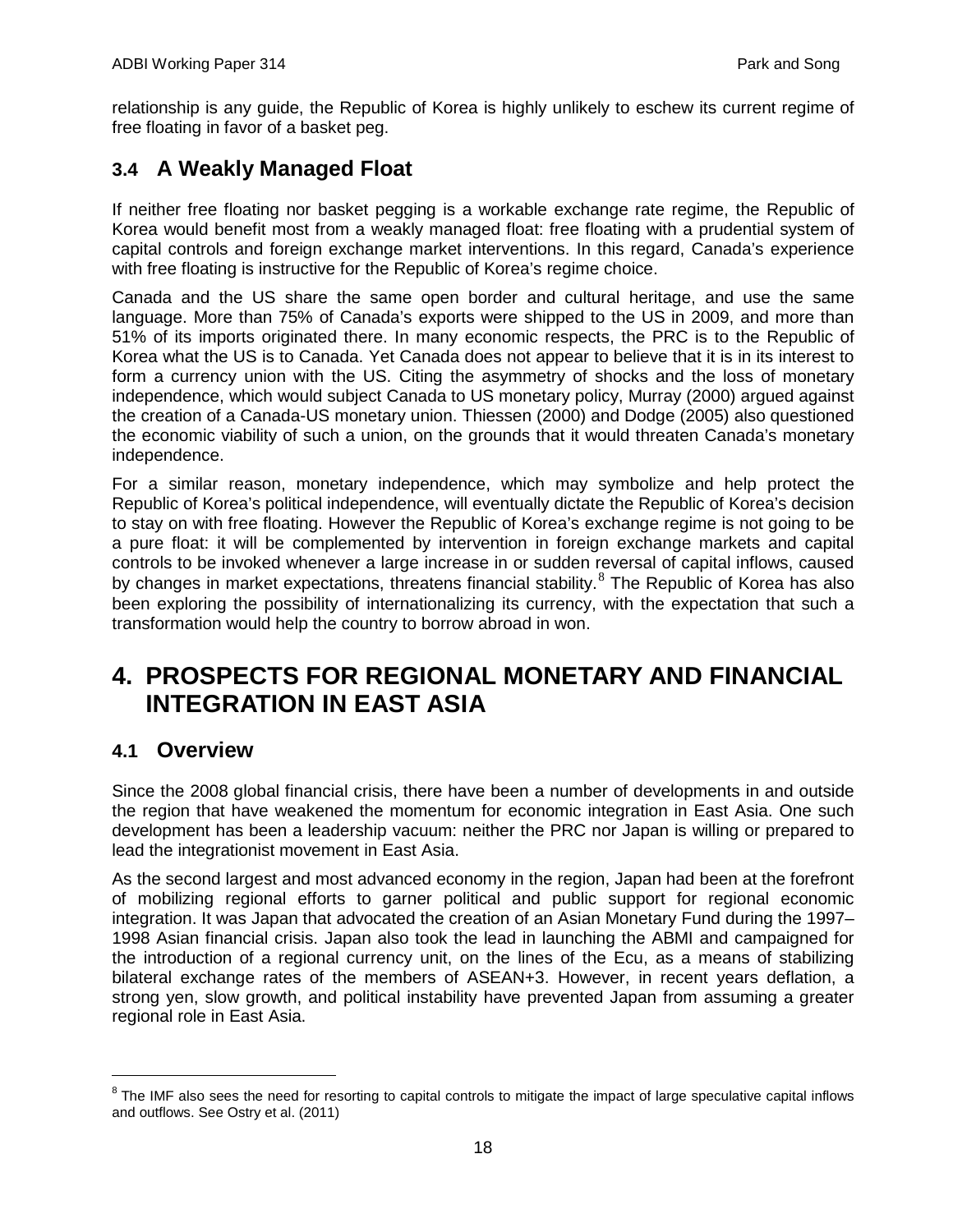relationship is any guide, the Republic of Korea is highly unlikely to eschew its current regime of free floating in favor of a basket peg.

### 3.4 A Weakly Managed Float

If neither free floating nor basket pegging is a workable exchange rate regime, the Republic of Korea would benefit most from a weakly managed float: free floating with a prudential system of capital controls and foreign exchange market interventions. In this regard, Canada's experience with free floating is instructive for the Republic of Korea's regime choice.

Canada and the US share the same open border and cultural heritage, and use the same language. More than 75% of Canada's exports were shipped to the US in 2009, and more than 51% of its imports originated there. In many economic respects, the PRC is to the Republic of Korea what the US is to Canada. Yet Canada does not appear to believe that it is in its interest to form a currency union with the US. Citing the asymmetry of shocks and the loss of monetary independence, which would subject Canada to US monetary policy, Murray (2000) argued against the creation of a Canada-US monetary union. Thiessen (2000) and Dodge (2005) also questioned the economic viability of such a union, on the grounds that it would threaten Canada's monetary independence.

For a similar reason, monetary independence, which may symbolize and help protect the Republic of Korea's political independence, will eventually dictate the Republic of Korea's decision to stay on with free floating. However the Republic of Korea's exchange regime is not going to be a pure float: it will be complemented by intervention in foreign exchange markets and capital controls to be invoked whenever a large increase in or sudden reversal of capital inflows, caused by changes in market expectations, threatens financial stability.[8] The Republic of Korea has also been exploring the possibility of internationalizing its currency, with the expectation that such a transformation would help the country to borrow abroad in won.

## 4. PROSPECTS FOR REGIONAL MONETARY AND FINANCIAL INTEGRATION IN EAST ASIA

### 4.1 Overview

Since the 2008 global financial crisis, there have been a number of developments in and outside the region that have weakened the momentum for economic integration in East Asia. One such development has been a leadership vacuum: neither the PRC nor Japan is willing or prepared to lead the integrationist movement in East Asia.

As the second largest and most advanced economy in the region, Japan had been at the forefront of mobilizing regional efforts to garner political and public support for regional economic integration. It was Japan that advocated the creation of an Asian Monetary Fund during the 1997–1998 Asian financial crisis. Japan also took the lead in launching the ABMI and campaigned for the introduction of a regional currency unit, on the lines of the Ecu, as a means of stabilizing bilateral exchange rates of the members of ASEAN+3. However, in recent years deflation, a strong yen, slow growth, and political instability have prevented Japan from assuming a greater regional role in East Asia.

[8] The IMF also sees the need for resorting to capital controls to mitigate the impact of large speculative capital inflows and outflows. See Ostry et al. (2011)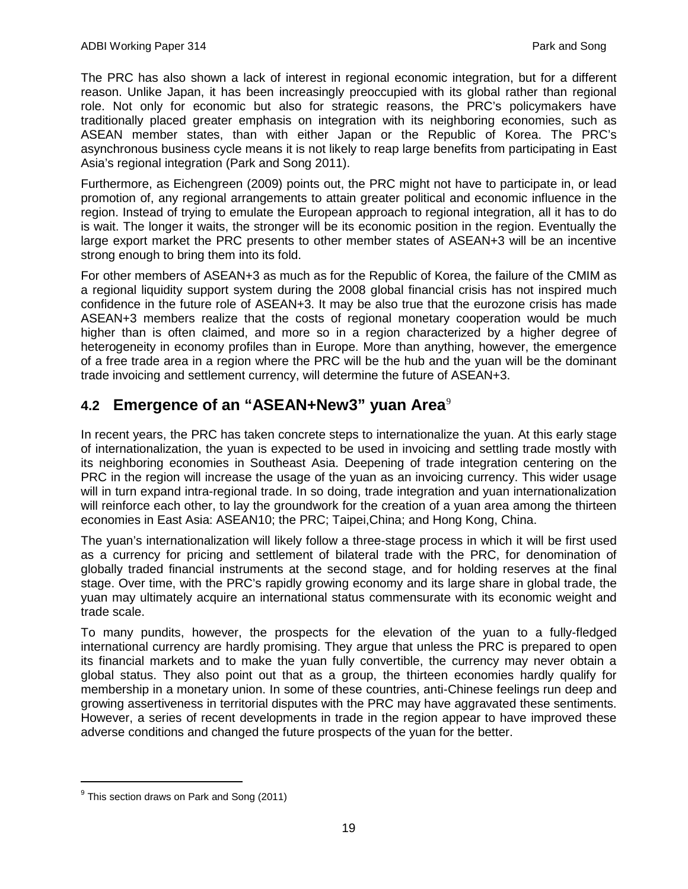The PRC has also shown a lack of interest in regional economic integration, but for a different reason. Unlike Japan, it has been increasingly preoccupied with its global rather than regional role. Not only for economic but also for strategic reasons, the PRC's policymakers have traditionally placed greater emphasis on integration with its neighboring economies, such as ASEAN member states, than with either Japan or the Republic of Korea. The PRC's asynchronous business cycle means it is not likely to reap large benefits from participating in East Asia's regional integration (Park and Song 2011).

Furthermore, as Eichengreen (2009) points out, the PRC might not have to participate in, or lead promotion of, any regional arrangements to attain greater political and economic influence in the region. Instead of trying to emulate the European approach to regional integration, all it has to do is wait. The longer it waits, the stronger will be its economic position in the region. Eventually the large export market the PRC presents to other member states of ASEAN+3 will be an incentive strong enough to bring them into its fold.

For other members of ASEAN+3 as much as for the Republic of Korea, the failure of the CMIM as a regional liquidity support system during the 2008 global financial crisis has not inspired much confidence in the future role of ASEAN+3. It may be also true that the eurozone crisis has made ASEAN+3 members realize that the costs of regional monetary cooperation would be much higher than is often claimed, and more so in a region characterized by a higher degree of heterogeneity in economy profiles than in Europe. More than anything, however, the emergence of a free trade area in a region where the PRC will be the hub and the yuan will be the dominant trade invoicing and settlement currency, will determine the future of ASEAN+3.

## 4.2 Emergence of an "ASEAN+New3" yuan Area[9]

In recent years, the PRC has taken concrete steps to internationalize the yuan. At this early stage of internationalization, the yuan is expected to be used in invoicing and settling trade mostly with its neighboring economies in Southeast Asia. Deepening of trade integration centering on the PRC in the region will increase the usage of the yuan as an invoicing currency. This wider usage will in turn expand intra-regional trade. In so doing, trade integration and yuan internationalization will reinforce each other, to lay the groundwork for the creation of a yuan area among the thirteen economies in East Asia: ASEAN10; the PRC; Taipei,China; and Hong Kong, China.

The yuan's internationalization will likely follow a three-stage process in which it will be first used as a currency for pricing and settlement of bilateral trade with the PRC, for denomination of globally traded financial instruments at the second stage, and for holding reserves at the final stage. Over time, with the PRC's rapidly growing economy and its large share in global trade, the yuan may ultimately acquire an international status commensurate with its economic weight and trade scale.

To many pundits, however, the prospects for the elevation of the yuan to a fully-fledged international currency are hardly promising. They argue that unless the PRC is prepared to open its financial markets and to make the yuan fully convertible, the currency may never obtain a global status. They also point out that as a group, the thirteen economies hardly qualify for membership in a monetary union. In some of these countries, anti-Chinese feelings run deep and growing assertiveness in territorial disputes with the PRC may have aggravated these sentiments. However, a series of recent developments in trade in the region appear to have improved these adverse conditions and changed the future prospects of the yuan for the better.

[9] This section draws on Park and Song (2011)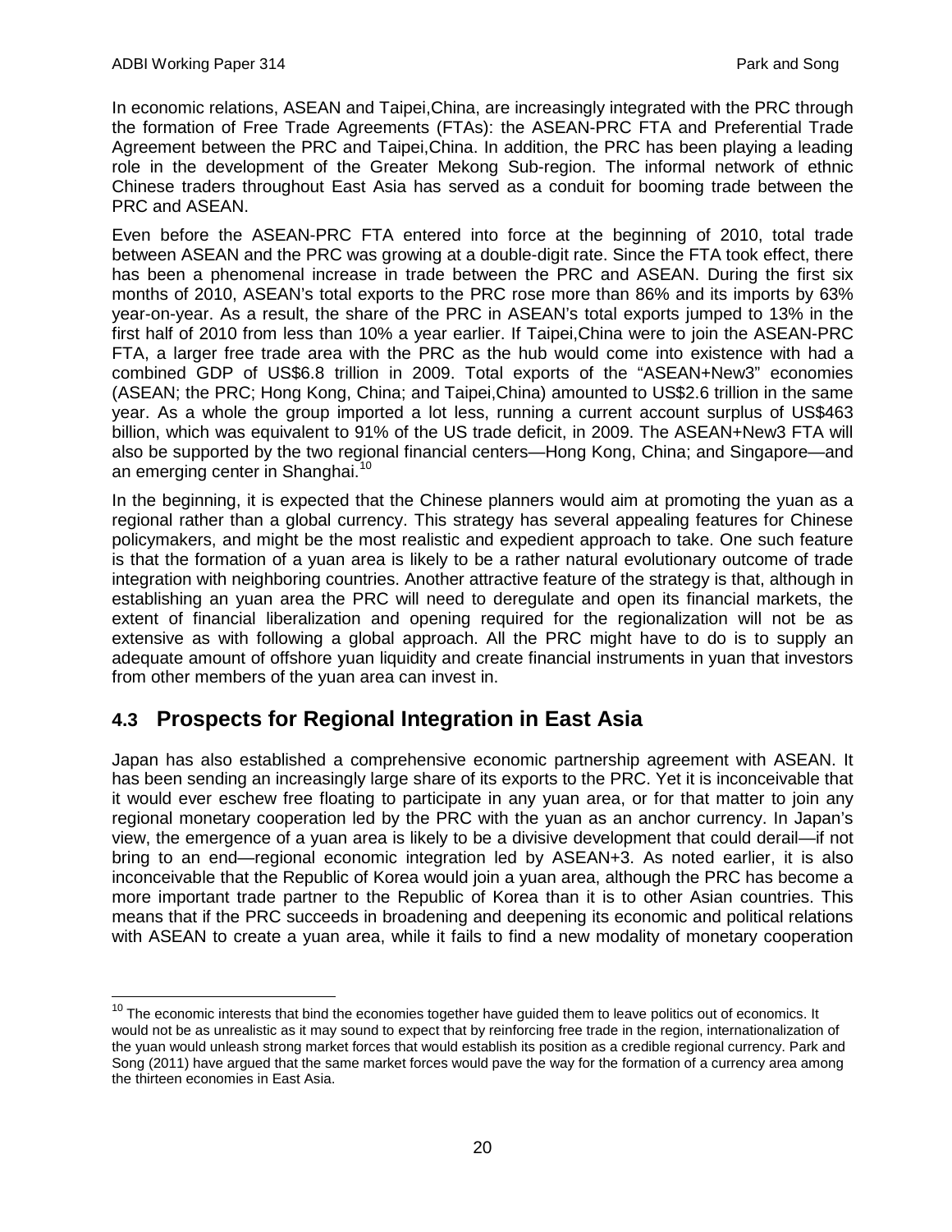In economic relations, ASEAN and Taipei,China, are increasingly integrated with the PRC through the formation of Free Trade Agreements (FTAs): the ASEAN-PRC FTA and Preferential Trade Agreement between the PRC and Taipei,China. In addition, the PRC has been playing a leading role in the development of the Greater Mekong Sub-region. The informal network of ethnic Chinese traders throughout East Asia has served as a conduit for booming trade between the PRC and ASEAN.

Even before the ASEAN-PRC FTA entered into force at the beginning of 2010, total trade between ASEAN and the PRC was growing at a double-digit rate. Since the FTA took effect, there has been a phenomenal increase in trade between the PRC and ASEAN. During the first six months of 2010, ASEAN's total exports to the PRC rose more than 86% and its imports by 63% year-on-year. As a result, the share of the PRC in ASEAN's total exports jumped to 13% in the first half of 2010 from less than 10% a year earlier. If Taipei,China were to join the ASEAN-PRC FTA, a larger free trade area with the PRC as the hub would come into existence with had a combined GDP of US$6.8 trillion in 2009. Total exports of the "ASEAN+New3" economies (ASEAN; the PRC; Hong Kong, China; and Taipei,China) amounted to US$2.6 trillion in the same year. As a whole the group imported a lot less, running a current account surplus of US$463 billion, which was equivalent to 91% of the US trade deficit, in 2009. The ASEAN+New3 FTA will also be supported by the two regional financial centers—Hong Kong, China; and Singapore—and an emerging center in Shanghai.[10]

In the beginning, it is expected that the Chinese planners would aim at promoting the yuan as a regional rather than a global currency. This strategy has several appealing features for Chinese policymakers, and might be the most realistic and expedient approach to take. One such feature is that the formation of a yuan area is likely to be a rather natural evolutionary outcome of trade integration with neighboring countries. Another attractive feature of the strategy is that, although in establishing an yuan area the PRC will need to deregulate and open its financial markets, the extent of financial liberalization and opening required for the regionalization will not be as extensive as with following a global approach. All the PRC might have to do is to supply an adequate amount of offshore yuan liquidity and create financial instruments in yuan that investors from other members of the yuan area can invest in.

## 4.3 Prospects for Regional Integration in East Asia

Japan has also established a comprehensive economic partnership agreement with ASEAN. It has been sending an increasingly large share of its exports to the PRC. Yet it is inconceivable that it would ever eschew free floating to participate in any yuan area, or for that matter to join any regional monetary cooperation led by the PRC with the yuan as an anchor currency. In Japan's view, the emergence of a yuan area is likely to be a divisive development that could derail—if not bring to an end—regional economic integration led by ASEAN+3. As noted earlier, it is also inconceivable that the Republic of Korea would join a yuan area, although the PRC has become a more important trade partner to the Republic of Korea than it is to other Asian countries. This means that if the PRC succeeds in broadening and deepening its economic and political relations with ASEAN to create a yuan area, while it fails to find a new modality of monetary cooperation

[10] The economic interests that bind the economies together have guided them to leave politics out of economics. It would not be as unrealistic as it may sound to expect that by reinforcing free trade in the region, internationalization of the yuan would unleash strong market forces that would establish its position as a credible regional currency. Park and Song (2011) have argued that the same market forces would pave the way for the formation of a currency area among the thirteen economies in East Asia.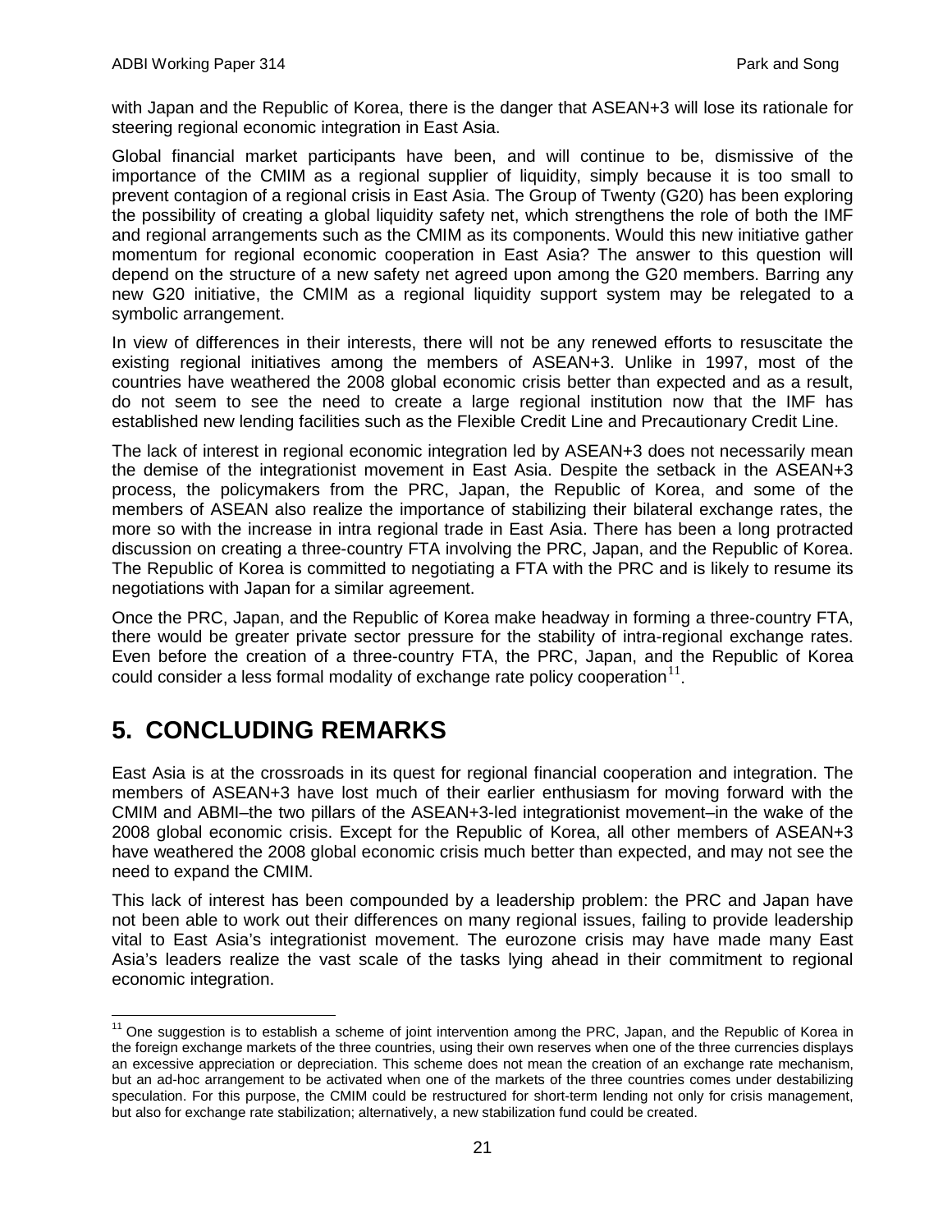with Japan and the Republic of Korea, there is the danger that ASEAN+3 will lose its rationale for steering regional economic integration in East Asia.

Global financial market participants have been, and will continue to be, dismissive of the importance of the CMIM as a regional supplier of liquidity, simply because it is too small to prevent contagion of a regional crisis in East Asia. The Group of Twenty (G20) has been exploring the possibility of creating a global liquidity safety net, which strengthens the role of both the IMF and regional arrangements such as the CMIM as its components. Would this new initiative gather momentum for regional economic cooperation in East Asia? The answer to this question will depend on the structure of a new safety net agreed upon among the G20 members. Barring any new G20 initiative, the CMIM as a regional liquidity support system may be relegated to a symbolic arrangement.

In view of differences in their interests, there will not be any renewed efforts to resuscitate the existing regional initiatives among the members of ASEAN+3. Unlike in 1997, most of the countries have weathered the 2008 global economic crisis better than expected and as a result, do not seem to see the need to create a large regional institution now that the IMF has established new lending facilities such as the Flexible Credit Line and Precautionary Credit Line.

The lack of interest in regional economic integration led by ASEAN+3 does not necessarily mean the demise of the integrationist movement in East Asia. Despite the setback in the ASEAN+3 process, the policymakers from the PRC, Japan, the Republic of Korea, and some of the members of ASEAN also realize the importance of stabilizing their bilateral exchange rates, the more so with the increase in intra regional trade in East Asia. There has been a long protracted discussion on creating a three-country FTA involving the PRC, Japan, and the Republic of Korea. The Republic of Korea is committed to negotiating a FTA with the PRC and is likely to resume its negotiations with Japan for a similar agreement.

Once the PRC, Japan, and the Republic of Korea make headway in forming a three-country FTA, there would be greater private sector pressure for the stability of intra-regional exchange rates. Even before the creation of a three-country FTA, the PRC, Japan, and the Republic of Korea could consider a less formal modality of exchange rate policy cooperation[11].

# 5. CONCLUDING REMARKS

East Asia is at the crossroads in its quest for regional financial cooperation and integration. The members of ASEAN+3 have lost much of their earlier enthusiasm for moving forward with the CMIM and ABMI–the two pillars of the ASEAN+3-led integrationist movement–in the wake of the 2008 global economic crisis. Except for the Republic of Korea, all other members of ASEAN+3 have weathered the 2008 global economic crisis much better than expected, and may not see the need to expand the CMIM.

This lack of interest has been compounded by a leadership problem: the PRC and Japan have not been able to work out their differences on many regional issues, failing to provide leadership vital to East Asia's integrationist movement. The eurozone crisis may have made many East Asia's leaders realize the vast scale of the tasks lying ahead in their commitment to regional economic integration.

[11] One suggestion is to establish a scheme of joint intervention among the PRC, Japan, and the Republic of Korea in the foreign exchange markets of the three countries, using their own reserves when one of the three currencies displays an excessive appreciation or depreciation. This scheme does not mean the creation of an exchange rate mechanism, but an ad-hoc arrangement to be activated when one of the markets of the three countries comes under destabilizing speculation. For this purpose, the CMIM could be restructured for short-term lending not only for crisis management, but also for exchange rate stabilization; alternatively, a new stabilization fund could be created.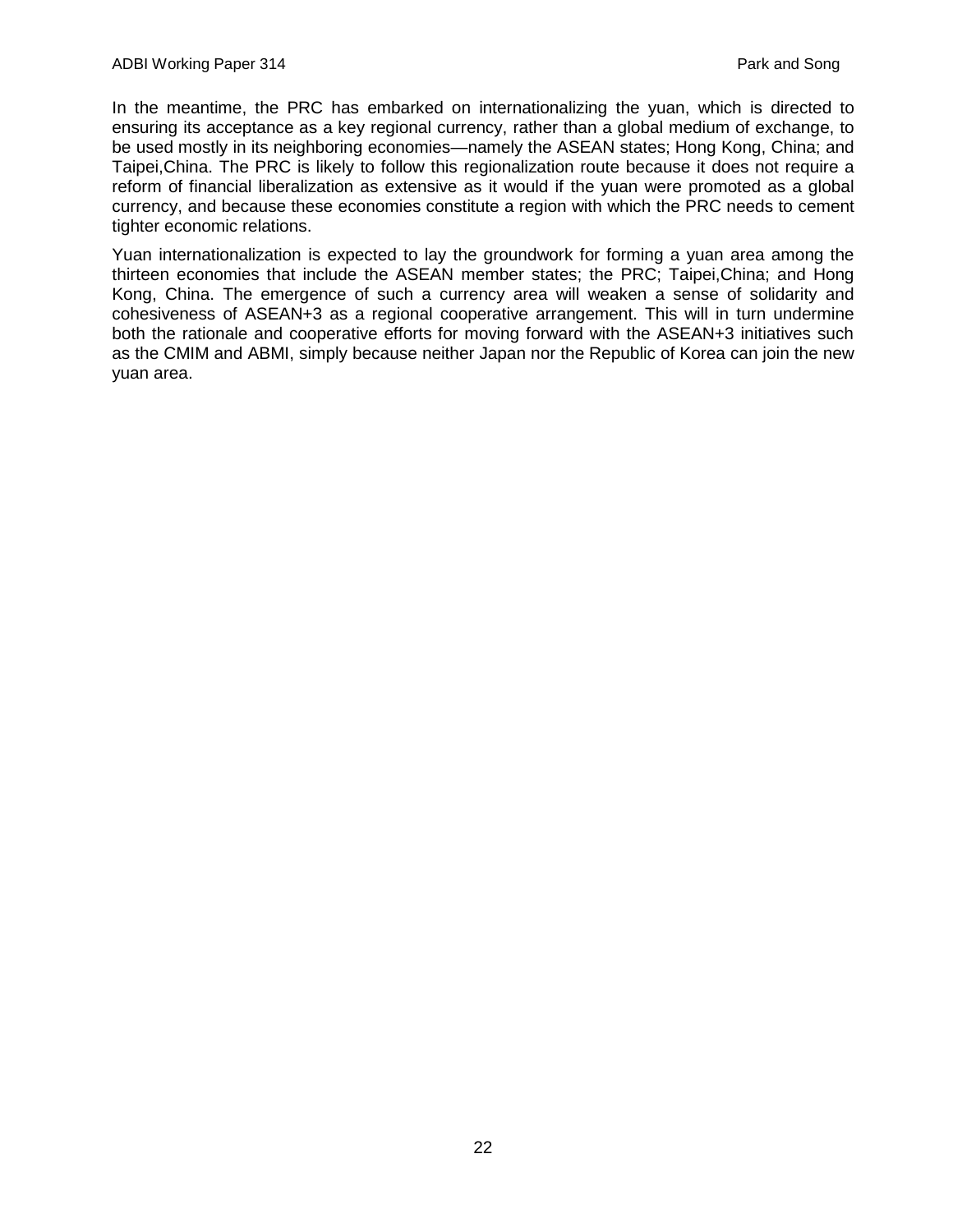In the meantime, the PRC has embarked on internationalizing the yuan, which is directed to ensuring its acceptance as a key regional currency, rather than a global medium of exchange, to be used mostly in its neighboring economies—namely the ASEAN states; Hong Kong, China; and Taipei,China. The PRC is likely to follow this regionalization route because it does not require a reform of financial liberalization as extensive as it would if the yuan were promoted as a global currency, and because these economies constitute a region with which the PRC needs to cement tighter economic relations.

Yuan internationalization is expected to lay the groundwork for forming a yuan area among the thirteen economies that include the ASEAN member states; the PRC; Taipei,China; and Hong Kong, China. The emergence of such a currency area will weaken a sense of solidarity and cohesiveness of ASEAN+3 as a regional cooperative arrangement. This will in turn undermine both the rationale and cooperative efforts for moving forward with the ASEAN+3 initiatives such as the CMIM and ABMI, simply because neither Japan nor the Republic of Korea can join the new yuan area.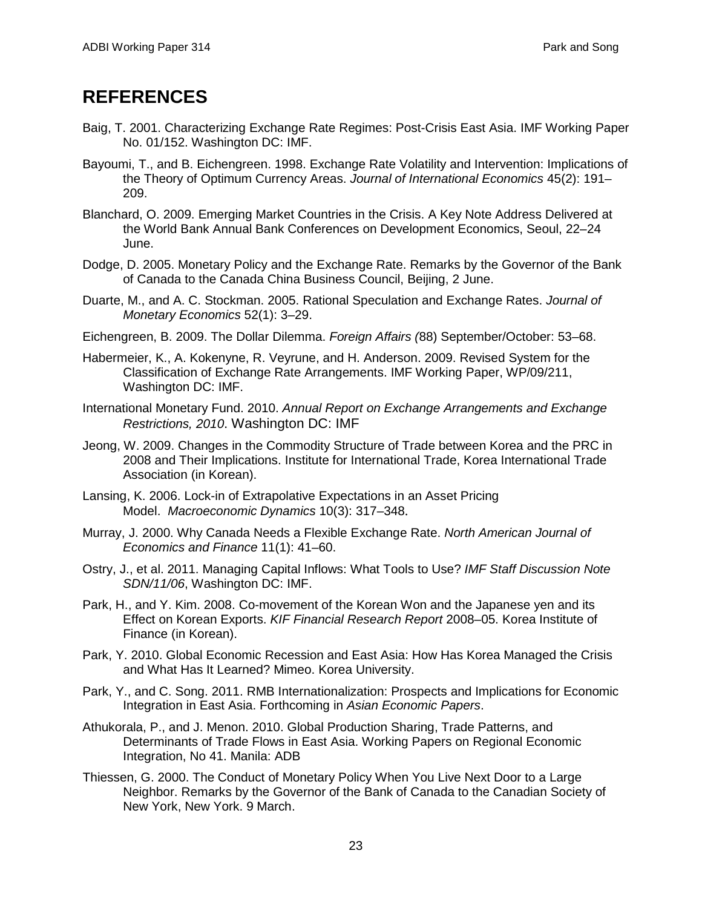# REFERENCES

Baig, T. 2001. Characterizing Exchange Rate Regimes: Post-Crisis East Asia. IMF Working Paper No. 01/152. Washington DC: IMF.

Bayoumi, T., and B. Eichengreen. 1998. Exchange Rate Volatility and Intervention: Implications of the Theory of Optimum Currency Areas. *Journal of International Economics* 45(2): 191–209.

Blanchard, O. 2009. Emerging Market Countries in the Crisis. A Key Note Address Delivered at the World Bank Annual Bank Conferences on Development Economics, Seoul, 22–24 June.

Dodge, D. 2005. Monetary Policy and the Exchange Rate. Remarks by the Governor of the Bank of Canada to the Canada China Business Council, Beijing, 2 June.

Duarte, M., and A. C. Stockman. 2005. Rational Speculation and Exchange Rates. *Journal of Monetary Economics* 52(1): 3–29.

Eichengreen, B. 2009. The Dollar Dilemma. *Foreign Affairs (*88) September/October: 53–68.

Habermeier, K., A. Kokenyne, R. Veyrune, and H. Anderson. 2009. Revised System for the Classification of Exchange Rate Arrangements. IMF Working Paper, WP/09/211, Washington DC: IMF.

International Monetary Fund. 2010. *Annual Report on Exchange Arrangements and Exchange Restrictions, 2010*. Washington DC: IMF

Jeong, W. 2009. Changes in the Commodity Structure of Trade between Korea and the PRC in 2008 and Their Implications. Institute for International Trade, Korea International Trade Association (in Korean).

Lansing, K. 2006. Lock-in of Extrapolative Expectations in an Asset Pricing Model. *Macroeconomic Dynamics* 10(3): 317–348.

Murray, J. 2000. Why Canada Needs a Flexible Exchange Rate. *North American Journal of Economics and Finance* 11(1): 41–60.

Ostry, J., et al. 2011. Managing Capital Inflows: What Tools to Use? *IMF Staff Discussion Note SDN/11/06*, Washington DC: IMF.

Park, H., and Y. Kim. 2008. Co-movement of the Korean Won and the Japanese yen and its Effect on Korean Exports. *KIF Financial Research Report* 2008–05. Korea Institute of Finance (in Korean).

Park, Y. 2010. Global Economic Recession and East Asia: How Has Korea Managed the Crisis and What Has It Learned? Mimeo. Korea University.

Park, Y., and C. Song. 2011. RMB Internationalization: Prospects and Implications for Economic Integration in East Asia. Forthcoming in *Asian Economic Papers*.

Athukorala, P., and J. Menon. 2010. Global Production Sharing, Trade Patterns, and Determinants of Trade Flows in East Asia. Working Papers on Regional Economic Integration, No 41. Manila: ADB

Thiessen, G. 2000. The Conduct of Monetary Policy When You Live Next Door to a Large Neighbor. Remarks by the Governor of the Bank of Canada to the Canadian Society of New York, New York. 9 March.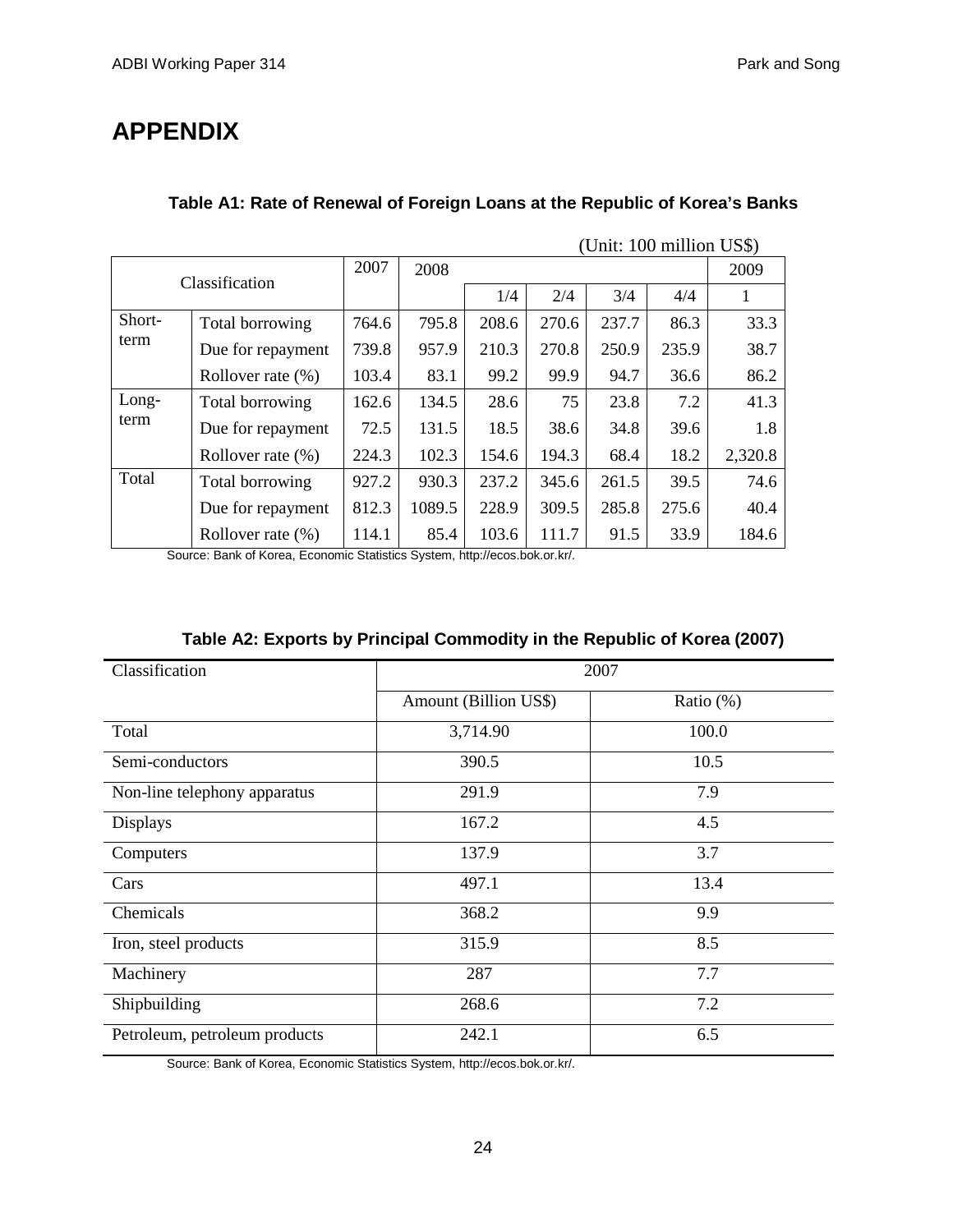# APPENDIX

**Table A1: Rate of Renewal of Foreign Loans at the Republic of Korea's Banks**

(Unit: 100 million US$)

| Classification | | 2007 | 2008 | | | | | 2009 |
|---|---|---|---|---|---|---|---|---|
| | | | | 1/4 | 2/4 | 3/4 | 4/4 | 1 |
| Short-term | Total borrowing | 764.6 | 795.8 | 208.6 | 270.6 | 237.7 | 86.3 | 33.3 |
| | Due for repayment | 739.8 | 957.9 | 210.3 | 270.8 | 250.9 | 235.9 | 38.7 |
| | Rollover rate (%) | 103.4 | 83.1 | 99.2 | 99.9 | 94.7 | 36.6 | 86.2 |
| Long-term | Total borrowing | 162.6 | 134.5 | 28.6 | 75 | 23.8 | 7.2 | 41.3 |
| | Due for repayment | 72.5 | 131.5 | 18.5 | 38.6 | 34.8 | 39.6 | 1.8 |
| | Rollover rate (%) | 224.3 | 102.3 | 154.6 | 194.3 | 68.4 | 18.2 | 2,320.8 |
| Total | Total borrowing | 927.2 | 930.3 | 237.2 | 345.6 | 261.5 | 39.5 | 74.6 |
| | Due for repayment | 812.3 | 1089.5 | 228.9 | 309.5 | 285.8 | 275.6 | 40.4 |
| | Rollover rate (%) | 114.1 | 85.4 | 103.6 | 111.7 | 91.5 | 33.9 | 184.6 |

Source: Bank of Korea, Economic Statistics System, http://ecos.bok.or.kr/.

**Table A2: Exports by Principal Commodity in the Republic of Korea (2007)**

| Classification | 2007 | |
|---|---|---|
| | Amount (Billion US$) | Ratio (%) |
| Total | 3,714.90 | 100.0 |
| Semi-conductors | 390.5 | 10.5 |
| Non-line telephony apparatus | 291.9 | 7.9 |
| Displays | 167.2 | 4.5 |
| Computers | 137.9 | 3.7 |
| Cars | 497.1 | 13.4 |
| Chemicals | 368.2 | 9.9 |
| Iron, steel products | 315.9 | 8.5 |
| Machinery | 287 | 7.7 |
| Shipbuilding | 268.6 | 7.2 |
| Petroleum, petroleum products | 242.1 | 6.5 |

Source: Bank of Korea, Economic Statistics System, http://ecos.bok.or.kr/.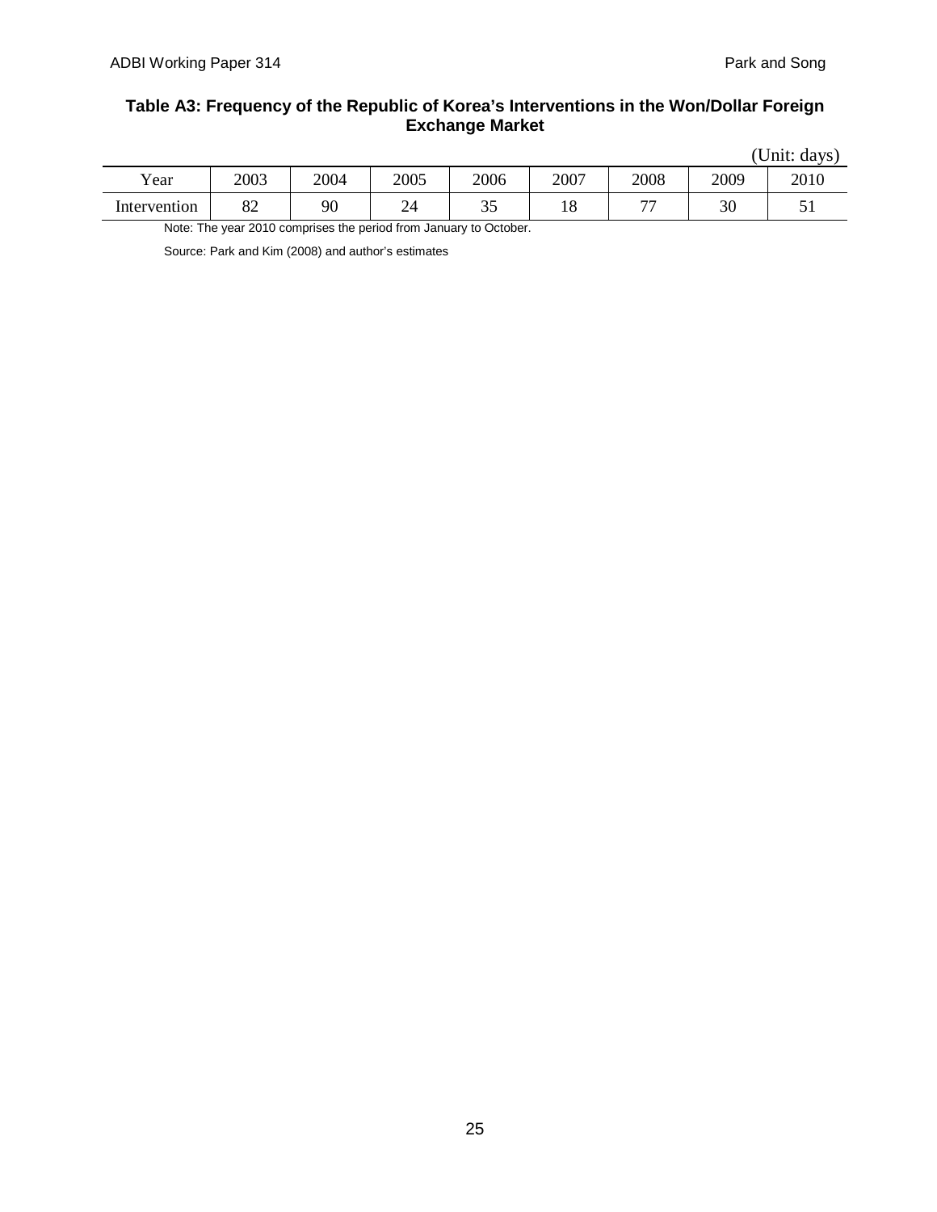**Table A3: Frequency of the Republic of Korea's Interventions in the Won/Dollar Foreign Exchange Market**

(Unit: days)

| Year | 2003 | 2004 | 2005 | 2006 | 2007 | 2008 | 2009 | 2010 |
|---|---|---|---|---|---|---|---|---|
| Intervention | 82 | 90 | 24 | 35 | 18 | 77 | 30 | 51 |

Note: The year 2010 comprises the period from January to October.

Source: Park and Kim (2008) and author's estimates